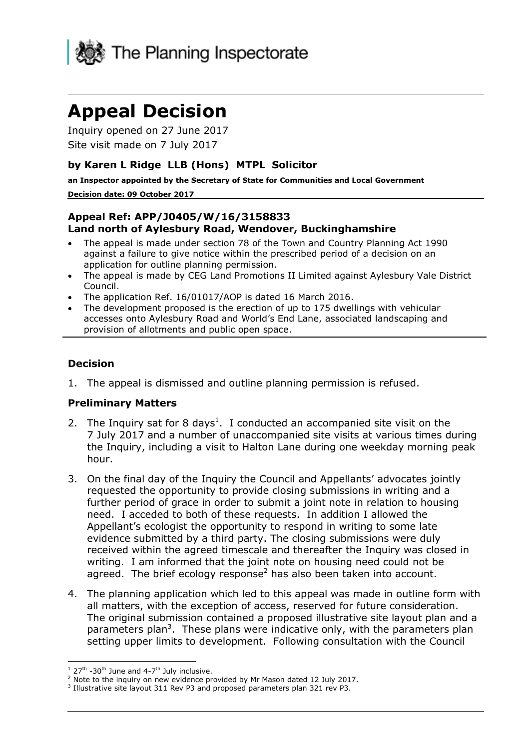The Planning Inspectorate

# Appeal Decision

Inquiry opened on 27 June 2017

Site visit made on 7 July 2017

### by Karen L Ridge LLB (Hons) MTPL Solicitor

**an Inspector appointed by the Secretary of State for Communities and Local Government**

**Decision date: 09 October 2017**

### Appeal Ref: APP/J0405/W/16/3158833
### Land north of Aylesbury Road, Wendover, Buckinghamshire

- The appeal is made under section 78 of the Town and Country Planning Act 1990 against a failure to give notice within the prescribed period of a decision on an application for outline planning permission.
- The appeal is made by CEG Land Promotions II Limited against Aylesbury Vale District Council.
- The application Ref. 16/01017/AOP is dated 16 March 2016.
- The development proposed is the erection of up to 175 dwellings with vehicular accesses onto Aylesbury Road and World's End Lane, associated landscaping and provision of allotments and public open space.

### Decision

1. The appeal is dismissed and outline planning permission is refused.

### Preliminary Matters

2. The Inquiry sat for 8 days[1]. I conducted an accompanied site visit on the 7 July 2017 and a number of unaccompanied site visits at various times during the Inquiry, including a visit to Halton Lane during one weekday morning peak hour.

3. On the final day of the Inquiry the Council and Appellants' advocates jointly requested the opportunity to provide closing submissions in writing and a further period of grace in order to submit a joint note in relation to housing need. I acceded to both of these requests. In addition I allowed the Appellant's ecologist the opportunity to respond in writing to some late evidence submitted by a third party. The closing submissions were duly received within the agreed timescale and thereafter the Inquiry was closed in writing. I am informed that the joint note on housing need could not be agreed. The brief ecology response[2] has also been taken into account.

4. The planning application which led to this appeal was made in outline form with all matters, with the exception of access, reserved for future consideration. The original submission contained a proposed illustrative site layout plan and a parameters plan[3]. These plans were indicative only, with the parameters plan setting upper limits to development. Following consultation with the Council

---

[1] 27th -30th June and 4-7th July inclusive.

[2] Note to the inquiry on new evidence provided by Mr Mason dated 12 July 2017.

[3] Illustrative site layout 311 Rev P3 and proposed parameters plan 321 rev P3.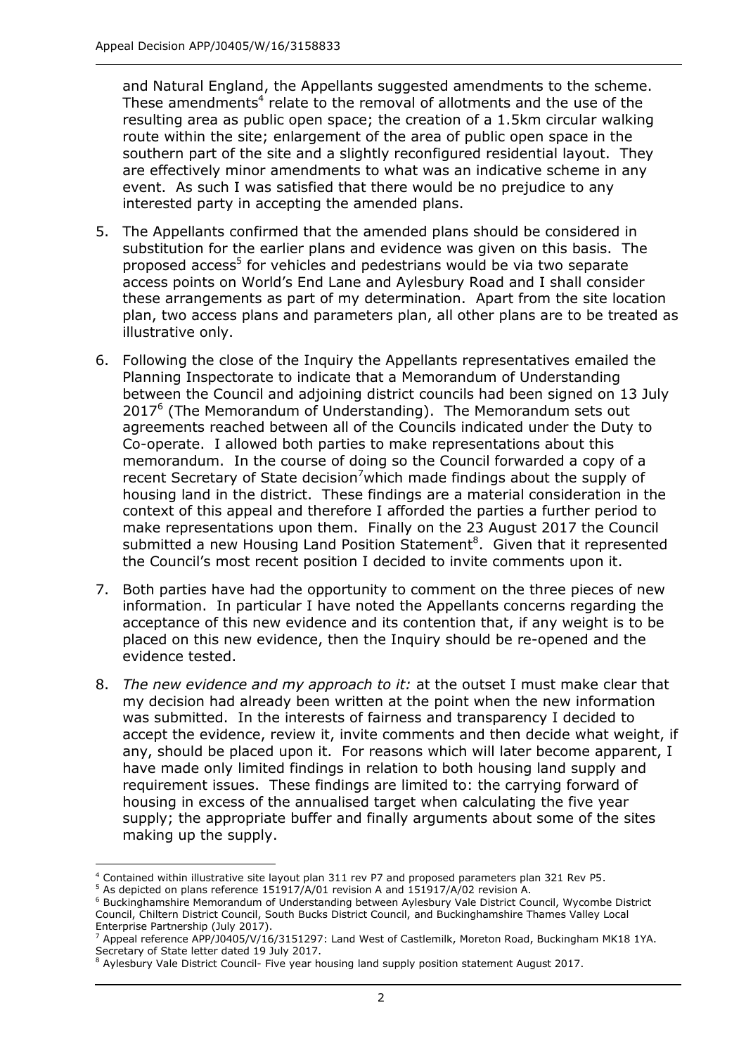and Natural England, the Appellants suggested amendments to the scheme. These amendments[4] relate to the removal of allotments and the use of the resulting area as public open space; the creation of a 1.5km circular walking route within the site; enlargement of the area of public open space in the southern part of the site and a slightly reconfigured residential layout. They are effectively minor amendments to what was an indicative scheme in any event. As such I was satisfied that there would be no prejudice to any interested party in accepting the amended plans.

5. The Appellants confirmed that the amended plans should be considered in substitution for the earlier plans and evidence was given on this basis. The proposed access[5] for vehicles and pedestrians would be via two separate access points on World's End Lane and Aylesbury Road and I shall consider these arrangements as part of my determination. Apart from the site location plan, two access plans and parameters plan, all other plans are to be treated as illustrative only.

6. Following the close of the Inquiry the Appellants representatives emailed the Planning Inspectorate to indicate that a Memorandum of Understanding between the Council and adjoining district councils had been signed on 13 July 2017[6] (The Memorandum of Understanding). The Memorandum sets out agreements reached between all of the Councils indicated under the Duty to Co-operate. I allowed both parties to make representations about this memorandum. In the course of doing so the Council forwarded a copy of a recent Secretary of State decision[7] which made findings about the supply of housing land in the district. These findings are a material consideration in the context of this appeal and therefore I afforded the parties a further period to make representations upon them. Finally on the 23 August 2017 the Council submitted a new Housing Land Position Statement[8]. Given that it represented the Council's most recent position I decided to invite comments upon it.

7. Both parties have had the opportunity to comment on the three pieces of new information. In particular I have noted the Appellants concerns regarding the acceptance of this new evidence and its contention that, if any weight is to be placed on this new evidence, then the Inquiry should be re-opened and the evidence tested.

8. *The new evidence and my approach to it:* at the outset I must make clear that my decision had already been written at the point when the new information was submitted. In the interests of fairness and transparency I decided to accept the evidence, review it, invite comments and then decide what weight, if any, should be placed upon it. For reasons which will later become apparent, I have made only limited findings in relation to both housing land supply and requirement issues. These findings are limited to: the carrying forward of housing in excess of the annualised target when calculating the five year supply; the appropriate buffer and finally arguments about some of the sites making up the supply.

---

[4] Contained within illustrative site layout plan 311 rev P7 and proposed parameters plan 321 Rev P5.

[5] As depicted on plans reference 151917/A/01 revision A and 151917/A/02 revision A.

[6] Buckinghamshire Memorandum of Understanding between Aylesbury Vale District Council, Wycombe District Council, Chiltern District Council, South Bucks District Council, and Buckinghamshire Thames Valley Local Enterprise Partnership (July 2017).

[7] Appeal reference APP/J0405/V/16/3151297: Land West of Castlemilk, Moreton Road, Buckingham MK18 1YA. Secretary of State letter dated 19 July 2017.

[8] Aylesbury Vale District Council- Five year housing land supply position statement August 2017.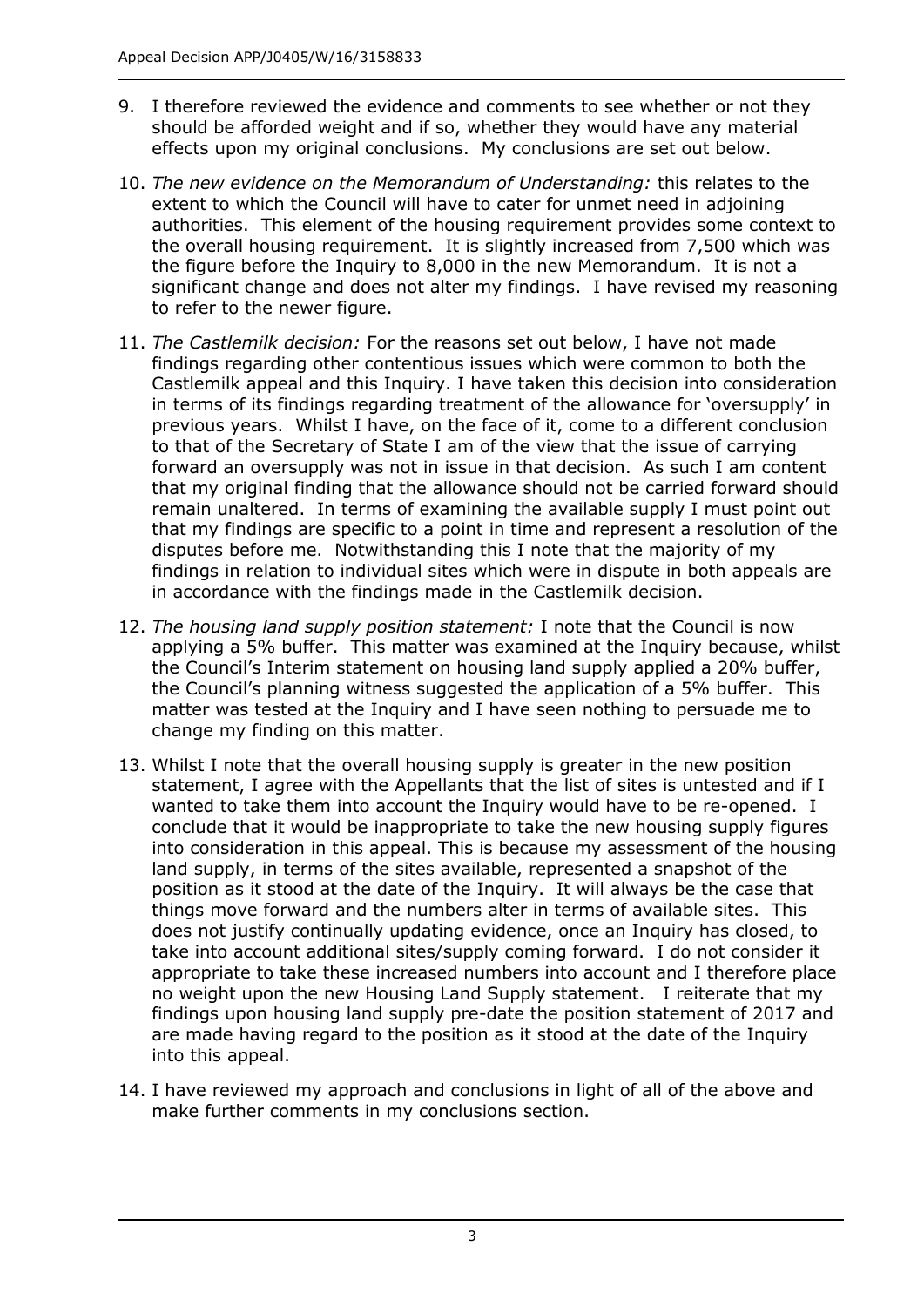9. I therefore reviewed the evidence and comments to see whether or not they should be afforded weight and if so, whether they would have any material effects upon my original conclusions. My conclusions are set out below.

10. *The new evidence on the Memorandum of Understanding:* this relates to the extent to which the Council will have to cater for unmet need in adjoining authorities. This element of the housing requirement provides some context to the overall housing requirement. It is slightly increased from 7,500 which was the figure before the Inquiry to 8,000 in the new Memorandum. It is not a significant change and does not alter my findings. I have revised my reasoning to refer to the newer figure.

11. *The Castlemilk decision:* For the reasons set out below, I have not made findings regarding other contentious issues which were common to both the Castlemilk appeal and this Inquiry. I have taken this decision into consideration in terms of its findings regarding treatment of the allowance for 'oversupply' in previous years. Whilst I have, on the face of it, come to a different conclusion to that of the Secretary of State I am of the view that the issue of carrying forward an oversupply was not in issue in that decision. As such I am content that my original finding that the allowance should not be carried forward should remain unaltered. In terms of examining the available supply I must point out that my findings are specific to a point in time and represent a resolution of the disputes before me. Notwithstanding this I note that the majority of my findings in relation to individual sites which were in dispute in both appeals are in accordance with the findings made in the Castlemilk decision.

12. *The housing land supply position statement:* I note that the Council is now applying a 5% buffer. This matter was examined at the Inquiry because, whilst the Council's Interim statement on housing land supply applied a 20% buffer, the Council's planning witness suggested the application of a 5% buffer. This matter was tested at the Inquiry and I have seen nothing to persuade me to change my finding on this matter.

13. Whilst I note that the overall housing supply is greater in the new position statement, I agree with the Appellants that the list of sites is untested and if I wanted to take them into account the Inquiry would have to be re-opened. I conclude that it would be inappropriate to take the new housing supply figures into consideration in this appeal. This is because my assessment of the housing land supply, in terms of the sites available, represented a snapshot of the position as it stood at the date of the Inquiry. It will always be the case that things move forward and the numbers alter in terms of available sites. This does not justify continually updating evidence, once an Inquiry has closed, to take into account additional sites/supply coming forward. I do not consider it appropriate to take these increased numbers into account and I therefore place no weight upon the new Housing Land Supply statement. I reiterate that my findings upon housing land supply pre-date the position statement of 2017 and are made having regard to the position as it stood at the date of the Inquiry into this appeal.

14. I have reviewed my approach and conclusions in light of all of the above and make further comments in my conclusions section.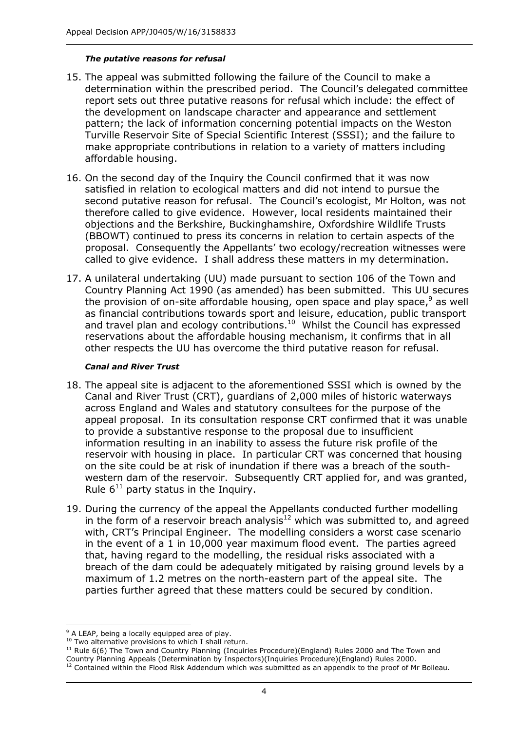***The putative reasons for refusal***

15. The appeal was submitted following the failure of the Council to make a determination within the prescribed period. The Council's delegated committee report sets out three putative reasons for refusal which include: the effect of the development on landscape character and appearance and settlement pattern; the lack of information concerning potential impacts on the Weston Turville Reservoir Site of Special Scientific Interest (SSSI); and the failure to make appropriate contributions in relation to a variety of matters including affordable housing.

16. On the second day of the Inquiry the Council confirmed that it was now satisfied in relation to ecological matters and did not intend to pursue the second putative reason for refusal. The Council's ecologist, Mr Holton, was not therefore called to give evidence. However, local residents maintained their objections and the Berkshire, Buckinghamshire, Oxfordshire Wildlife Trusts (BBOWT) continued to press its concerns in relation to certain aspects of the proposal. Consequently the Appellants' two ecology/recreation witnesses were called to give evidence. I shall address these matters in my determination.

17. A unilateral undertaking (UU) made pursuant to section 106 of the Town and Country Planning Act 1990 (as amended) has been submitted. This UU secures the provision of on-site affordable housing, open space and play space,[9] as well as financial contributions towards sport and leisure, education, public transport and travel plan and ecology contributions.[10] Whilst the Council has expressed reservations about the affordable housing mechanism, it confirms that in all other respects the UU has overcome the third putative reason for refusal.

***Canal and River Trust***

18. The appeal site is adjacent to the aforementioned SSSI which is owned by the Canal and River Trust (CRT), guardians of 2,000 miles of historic waterways across England and Wales and statutory consultees for the purpose of the appeal proposal. In its consultation response CRT confirmed that it was unable to provide a substantive response to the proposal due to insufficient information resulting in an inability to assess the future risk profile of the reservoir with housing in place. In particular CRT was concerned that housing on the site could be at risk of inundation if there was a breach of the south-western dam of the reservoir. Subsequently CRT applied for, and was granted, Rule 6[11] party status in the Inquiry.

19. During the currency of the appeal the Appellants conducted further modelling in the form of a reservoir breach analysis[12] which was submitted to, and agreed with, CRT's Principal Engineer. The modelling considers a worst case scenario in the event of a 1 in 10,000 year maximum flood event. The parties agreed that, having regard to the modelling, the residual risks associated with a breach of the dam could be adequately mitigated by raising ground levels by a maximum of 1.2 metres on the north-eastern part of the appeal site. The parties further agreed that these matters could be secured by condition.

---

[9] A LEAP, being a locally equipped area of play.

[10] Two alternative provisions to which I shall return.

[11] Rule 6(6) The Town and Country Planning (Inquiries Procedure)(England) Rules 2000 and The Town and Country Planning Appeals (Determination by Inspectors)(Inquiries Procedure)(England) Rules 2000.

[12] Contained within the Flood Risk Addendum which was submitted as an appendix to the proof of Mr Boileau.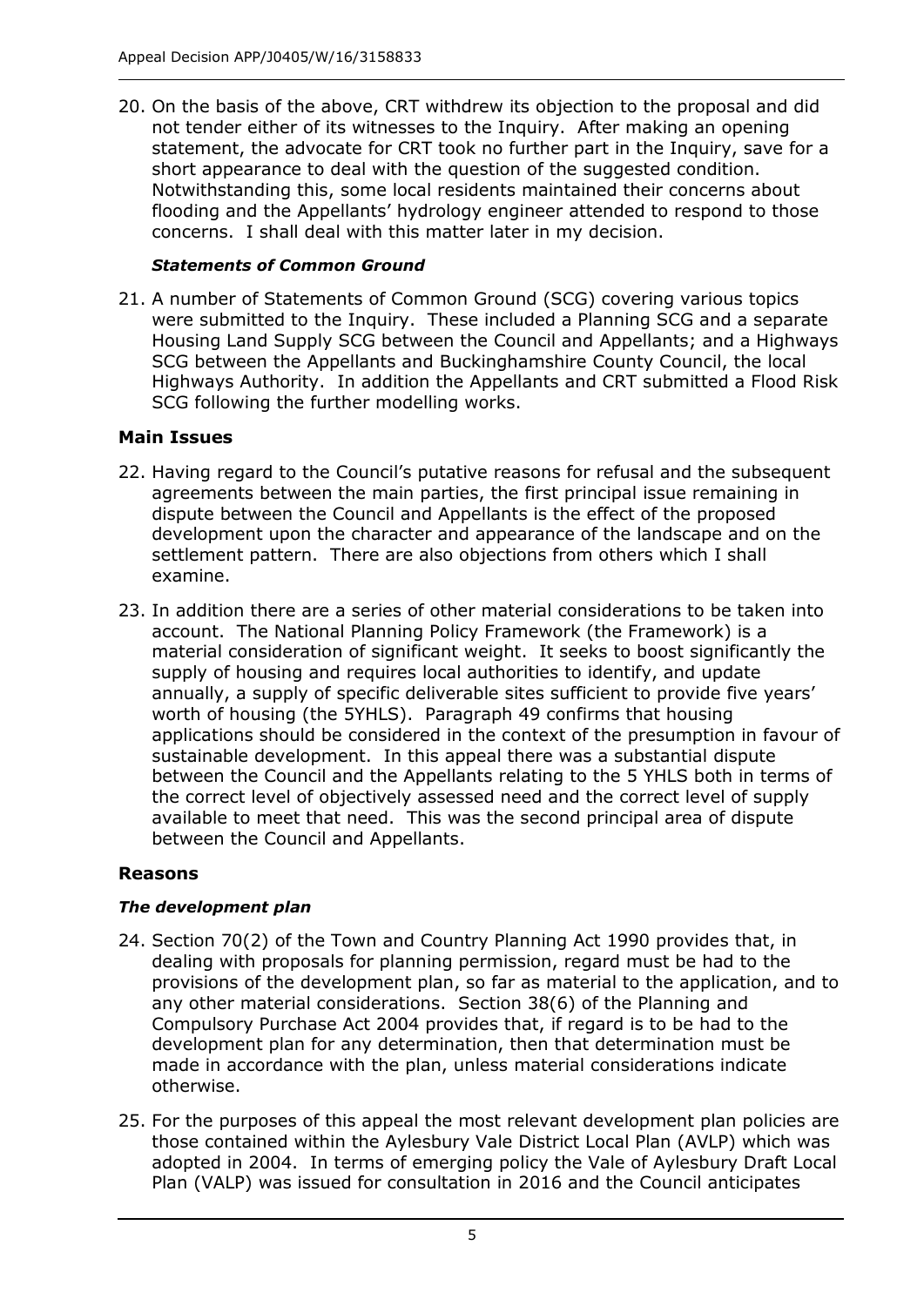20. On the basis of the above, CRT withdrew its objection to the proposal and did not tender either of its witnesses to the Inquiry. After making an opening statement, the advocate for CRT took no further part in the Inquiry, save for a short appearance to deal with the question of the suggested condition. Notwithstanding this, some local residents maintained their concerns about flooding and the Appellants' hydrology engineer attended to respond to those concerns. I shall deal with this matter later in my decision.

### *Statements of Common Ground*

21. A number of Statements of Common Ground (SCG) covering various topics were submitted to the Inquiry. These included a Planning SCG and a separate Housing Land Supply SCG between the Council and Appellants; and a Highways SCG between the Appellants and Buckinghamshire County Council, the local Highways Authority. In addition the Appellants and CRT submitted a Flood Risk SCG following the further modelling works.

## Main Issues

22. Having regard to the Council's putative reasons for refusal and the subsequent agreements between the main parties, the first principal issue remaining in dispute between the Council and Appellants is the effect of the proposed development upon the character and appearance of the landscape and on the settlement pattern. There are also objections from others which I shall examine.

23. In addition there are a series of other material considerations to be taken into account. The National Planning Policy Framework (the Framework) is a material consideration of significant weight. It seeks to boost significantly the supply of housing and requires local authorities to identify, and update annually, a supply of specific deliverable sites sufficient to provide five years' worth of housing (the 5YHLS). Paragraph 49 confirms that housing applications should be considered in the context of the presumption in favour of sustainable development. In this appeal there was a substantial dispute between the Council and the Appellants relating to the 5 YHLS both in terms of the correct level of objectively assessed need and the correct level of supply available to meet that need. This was the second principal area of dispute between the Council and Appellants.

## Reasons

### *The development plan*

24. Section 70(2) of the Town and Country Planning Act 1990 provides that, in dealing with proposals for planning permission, regard must be had to the provisions of the development plan, so far as material to the application, and to any other material considerations. Section 38(6) of the Planning and Compulsory Purchase Act 2004 provides that, if regard is to be had to the development plan for any determination, then that determination must be made in accordance with the plan, unless material considerations indicate otherwise.

25. For the purposes of this appeal the most relevant development plan policies are those contained within the Aylesbury Vale District Local Plan (AVLP) which was adopted in 2004. In terms of emerging policy the Vale of Aylesbury Draft Local Plan (VALP) was issued for consultation in 2016 and the Council anticipates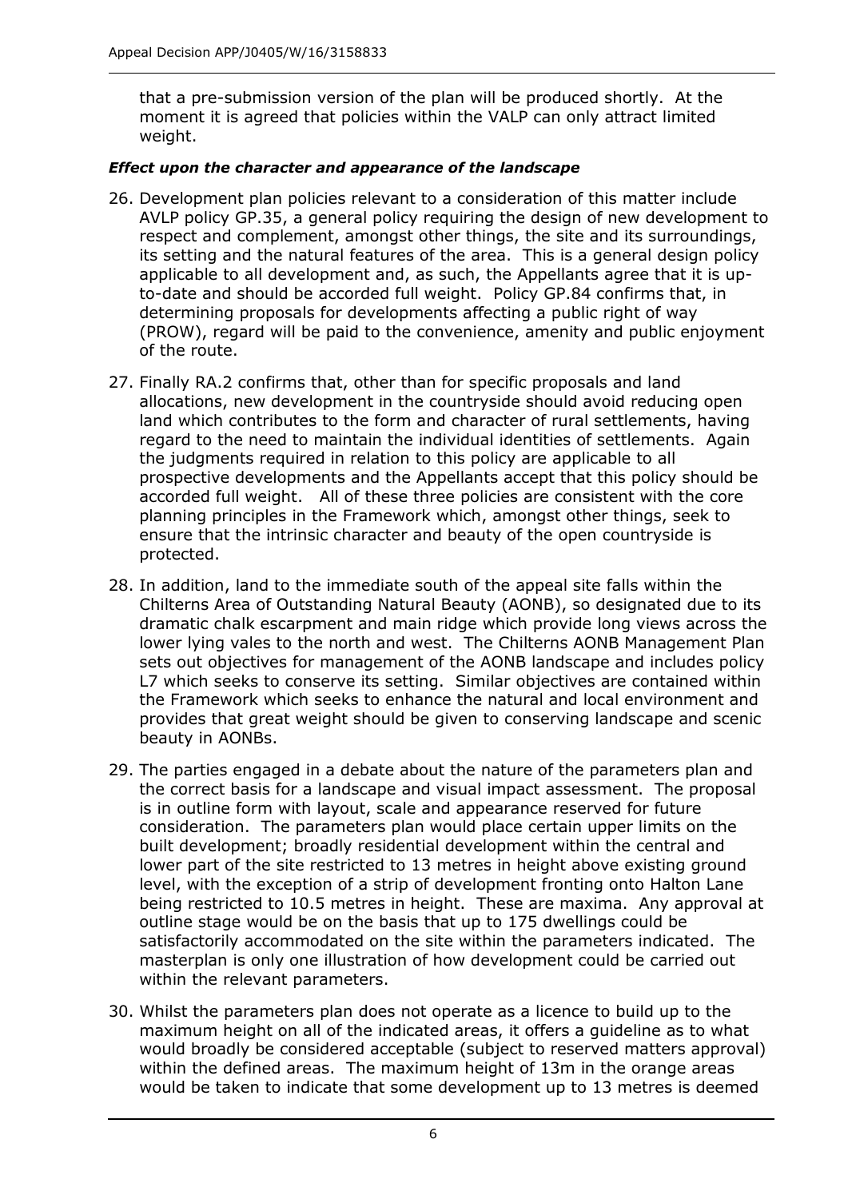that a pre-submission version of the plan will be produced shortly. At the moment it is agreed that policies within the VALP can only attract limited weight.

### *Effect upon the character and appearance of the landscape*

26. Development plan policies relevant to a consideration of this matter include AVLP policy GP.35, a general policy requiring the design of new development to respect and complement, amongst other things, the site and its surroundings, its setting and the natural features of the area. This is a general design policy applicable to all development and, as such, the Appellants agree that it is up-to-date and should be accorded full weight. Policy GP.84 confirms that, in determining proposals for developments affecting a public right of way (PROW), regard will be paid to the convenience, amenity and public enjoyment of the route.

27. Finally RA.2 confirms that, other than for specific proposals and land allocations, new development in the countryside should avoid reducing open land which contributes to the form and character of rural settlements, having regard to the need to maintain the individual identities of settlements. Again the judgments required in relation to this policy are applicable to all prospective developments and the Appellants accept that this policy should be accorded full weight. All of these three policies are consistent with the core planning principles in the Framework which, amongst other things, seek to ensure that the intrinsic character and beauty of the open countryside is protected.

28. In addition, land to the immediate south of the appeal site falls within the Chilterns Area of Outstanding Natural Beauty (AONB), so designated due to its dramatic chalk escarpment and main ridge which provide long views across the lower lying vales to the north and west. The Chilterns AONB Management Plan sets out objectives for management of the AONB landscape and includes policy L7 which seeks to conserve its setting. Similar objectives are contained within the Framework which seeks to enhance the natural and local environment and provides that great weight should be given to conserving landscape and scenic beauty in AONBs.

29. The parties engaged in a debate about the nature of the parameters plan and the correct basis for a landscape and visual impact assessment. The proposal is in outline form with layout, scale and appearance reserved for future consideration. The parameters plan would place certain upper limits on the built development; broadly residential development within the central and lower part of the site restricted to 13 metres in height above existing ground level, with the exception of a strip of development fronting onto Halton Lane being restricted to 10.5 metres in height. These are maxima. Any approval at outline stage would be on the basis that up to 175 dwellings could be satisfactorily accommodated on the site within the parameters indicated. The masterplan is only one illustration of how development could be carried out within the relevant parameters.

30. Whilst the parameters plan does not operate as a licence to build up to the maximum height on all of the indicated areas, it offers a guideline as to what would broadly be considered acceptable (subject to reserved matters approval) within the defined areas. The maximum height of 13m in the orange areas would be taken to indicate that some development up to 13 metres is deemed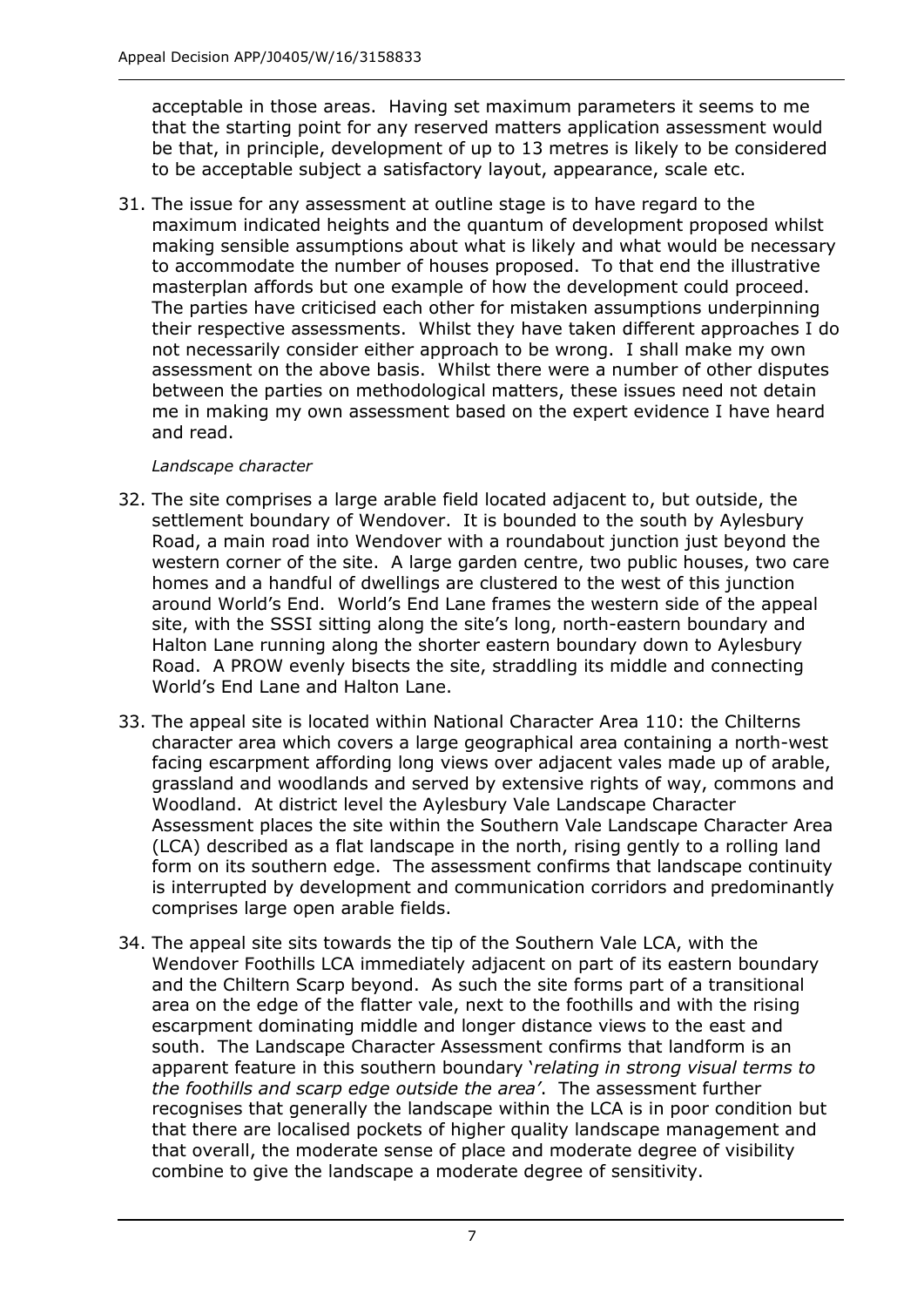acceptable in those areas. Having set maximum parameters it seems to me that the starting point for any reserved matters application assessment would be that, in principle, development of up to 13 metres is likely to be considered to be acceptable subject a satisfactory layout, appearance, scale etc.

31. The issue for any assessment at outline stage is to have regard to the maximum indicated heights and the quantum of development proposed whilst making sensible assumptions about what is likely and what would be necessary to accommodate the number of houses proposed. To that end the illustrative masterplan affords but one example of how the development could proceed. The parties have criticised each other for mistaken assumptions underpinning their respective assessments. Whilst they have taken different approaches I do not necessarily consider either approach to be wrong. I shall make my own assessment on the above basis. Whilst there were a number of other disputes between the parties on methodological matters, these issues need not detain me in making my own assessment based on the expert evidence I have heard and read.

*Landscape character*

32. The site comprises a large arable field located adjacent to, but outside, the settlement boundary of Wendover. It is bounded to the south by Aylesbury Road, a main road into Wendover with a roundabout junction just beyond the western corner of the site. A large garden centre, two public houses, two care homes and a handful of dwellings are clustered to the west of this junction around World's End. World's End Lane frames the western side of the appeal site, with the SSSI sitting along the site's long, north-eastern boundary and Halton Lane running along the shorter eastern boundary down to Aylesbury Road. A PROW evenly bisects the site, straddling its middle and connecting World's End Lane and Halton Lane.

33. The appeal site is located within National Character Area 110: the Chilterns character area which covers a large geographical area containing a north-west facing escarpment affording long views over adjacent vales made up of arable, grassland and woodlands and served by extensive rights of way, commons and Woodland. At district level the Aylesbury Vale Landscape Character Assessment places the site within the Southern Vale Landscape Character Area (LCA) described as a flat landscape in the north, rising gently to a rolling land form on its southern edge. The assessment confirms that landscape continuity is interrupted by development and communication corridors and predominantly comprises large open arable fields.

34. The appeal site sits towards the tip of the Southern Vale LCA, with the Wendover Foothills LCA immediately adjacent on part of its eastern boundary and the Chiltern Scarp beyond. As such the site forms part of a transitional area on the edge of the flatter vale, next to the foothills and with the rising escarpment dominating middle and longer distance views to the east and south. The Landscape Character Assessment confirms that landform is an apparent feature in this southern boundary '*relating in strong visual terms to the foothills and scarp edge outside the area'*. The assessment further recognises that generally the landscape within the LCA is in poor condition but that there are localised pockets of higher quality landscape management and that overall, the moderate sense of place and moderate degree of visibility combine to give the landscape a moderate degree of sensitivity.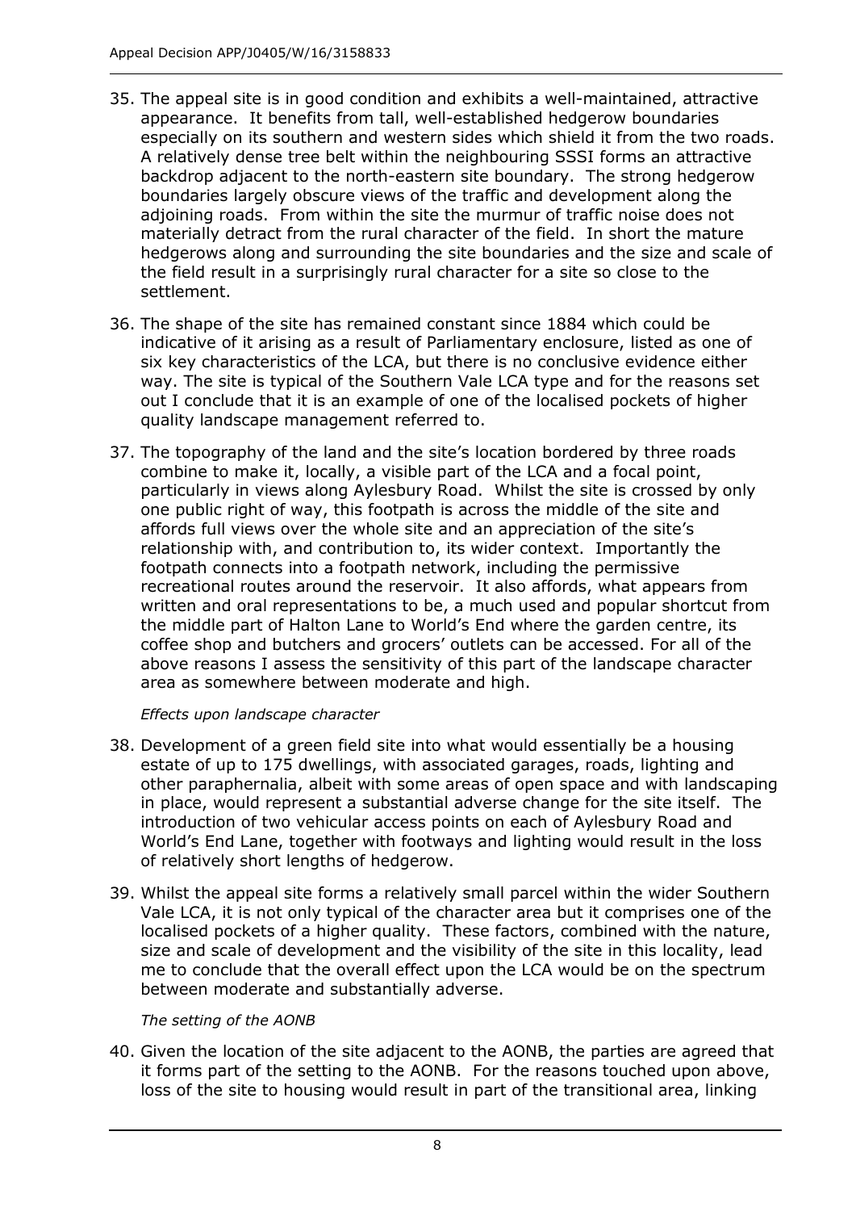35. The appeal site is in good condition and exhibits a well-maintained, attractive appearance. It benefits from tall, well-established hedgerow boundaries especially on its southern and western sides which shield it from the two roads. A relatively dense tree belt within the neighbouring SSSI forms an attractive backdrop adjacent to the north-eastern site boundary. The strong hedgerow boundaries largely obscure views of the traffic and development along the adjoining roads. From within the site the murmur of traffic noise does not materially detract from the rural character of the field. In short the mature hedgerows along and surrounding the site boundaries and the size and scale of the field result in a surprisingly rural character for a site so close to the settlement.

36. The shape of the site has remained constant since 1884 which could be indicative of it arising as a result of Parliamentary enclosure, listed as one of six key characteristics of the LCA, but there is no conclusive evidence either way. The site is typical of the Southern Vale LCA type and for the reasons set out I conclude that it is an example of one of the localised pockets of higher quality landscape management referred to.

37. The topography of the land and the site's location bordered by three roads combine to make it, locally, a visible part of the LCA and a focal point, particularly in views along Aylesbury Road. Whilst the site is crossed by only one public right of way, this footpath is across the middle of the site and affords full views over the whole site and an appreciation of the site's relationship with, and contribution to, its wider context. Importantly the footpath connects into a footpath network, including the permissive recreational routes around the reservoir. It also affords, what appears from written and oral representations to be, a much used and popular shortcut from the middle part of Halton Lane to World's End where the garden centre, its coffee shop and butchers and grocers' outlets can be accessed. For all of the above reasons I assess the sensitivity of this part of the landscape character area as somewhere between moderate and high.

*Effects upon landscape character*

38. Development of a green field site into what would essentially be a housing estate of up to 175 dwellings, with associated garages, roads, lighting and other paraphernalia, albeit with some areas of open space and with landscaping in place, would represent a substantial adverse change for the site itself. The introduction of two vehicular access points on each of Aylesbury Road and World's End Lane, together with footways and lighting would result in the loss of relatively short lengths of hedgerow.

39. Whilst the appeal site forms a relatively small parcel within the wider Southern Vale LCA, it is not only typical of the character area but it comprises one of the localised pockets of a higher quality. These factors, combined with the nature, size and scale of development and the visibility of the site in this locality, lead me to conclude that the overall effect upon the LCA would be on the spectrum between moderate and substantially adverse.

*The setting of the AONB*

40. Given the location of the site adjacent to the AONB, the parties are agreed that it forms part of the setting to the AONB. For the reasons touched upon above, loss of the site to housing would result in part of the transitional area, linking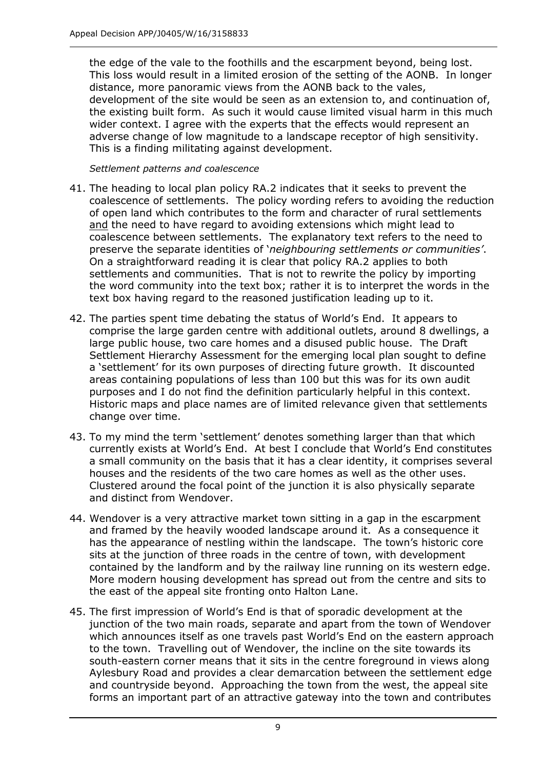the edge of the vale to the foothills and the escarpment beyond, being lost. This loss would result in a limited erosion of the setting of the AONB. In longer distance, more panoramic views from the AONB back to the vales, development of the site would be seen as an extension to, and continuation of, the existing built form. As such it would cause limited visual harm in this much wider context. I agree with the experts that the effects would represent an adverse change of low magnitude to a landscape receptor of high sensitivity. This is a finding militating against development.

*Settlement patterns and coalescence*

41. The heading to local plan policy RA.2 indicates that it seeks to prevent the coalescence of settlements. The policy wording refers to avoiding the reduction of open land which contributes to the form and character of rural settlements <u>and</u> the need to have regard to avoiding extensions which might lead to coalescence between settlements. The explanatory text refers to the need to preserve the separate identities of '*neighbouring settlements or communities*'. On a straightforward reading it is clear that policy RA.2 applies to both settlements and communities. That is not to rewrite the policy by importing the word community into the text box; rather it is to interpret the words in the text box having regard to the reasoned justification leading up to it.

42. The parties spent time debating the status of World's End. It appears to comprise the large garden centre with additional outlets, around 8 dwellings, a large public house, two care homes and a disused public house. The Draft Settlement Hierarchy Assessment for the emerging local plan sought to define a 'settlement' for its own purposes of directing future growth. It discounted areas containing populations of less than 100 but this was for its own audit purposes and I do not find the definition particularly helpful in this context. Historic maps and place names are of limited relevance given that settlements change over time.

43. To my mind the term 'settlement' denotes something larger than that which currently exists at World's End. At best I conclude that World's End constitutes a small community on the basis that it has a clear identity, it comprises several houses and the residents of the two care homes as well as the other uses. Clustered around the focal point of the junction it is also physically separate and distinct from Wendover.

44. Wendover is a very attractive market town sitting in a gap in the escarpment and framed by the heavily wooded landscape around it. As a consequence it has the appearance of nestling within the landscape. The town's historic core sits at the junction of three roads in the centre of town, with development contained by the landform and by the railway line running on its western edge. More modern housing development has spread out from the centre and sits to the east of the appeal site fronting onto Halton Lane.

45. The first impression of World's End is that of sporadic development at the junction of the two main roads, separate and apart from the town of Wendover which announces itself as one travels past World's End on the eastern approach to the town. Travelling out of Wendover, the incline on the site towards its south-eastern corner means that it sits in the centre foreground in views along Aylesbury Road and provides a clear demarcation between the settlement edge and countryside beyond. Approaching the town from the west, the appeal site forms an important part of an attractive gateway into the town and contributes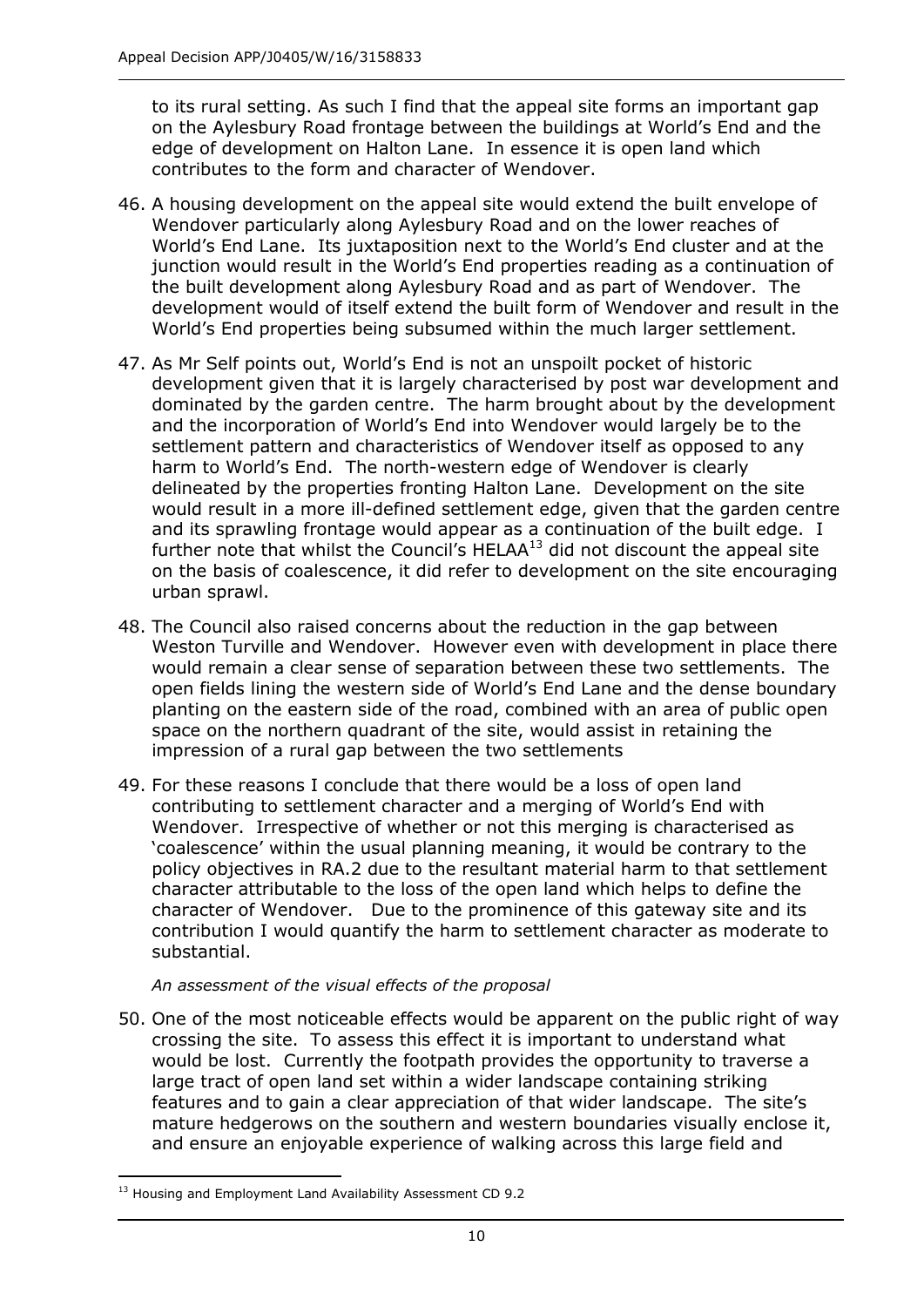to its rural setting. As such I find that the appeal site forms an important gap on the Aylesbury Road frontage between the buildings at World's End and the edge of development on Halton Lane. In essence it is open land which contributes to the form and character of Wendover.

46. A housing development on the appeal site would extend the built envelope of Wendover particularly along Aylesbury Road and on the lower reaches of World's End Lane. Its juxtaposition next to the World's End cluster and at the junction would result in the World's End properties reading as a continuation of the built development along Aylesbury Road and as part of Wendover. The development would of itself extend the built form of Wendover and result in the World's End properties being subsumed within the much larger settlement.

47. As Mr Self points out, World's End is not an unspoilt pocket of historic development given that it is largely characterised by post war development and dominated by the garden centre. The harm brought about by the development and the incorporation of World's End into Wendover would largely be to the settlement pattern and characteristics of Wendover itself as opposed to any harm to World's End. The north-western edge of Wendover is clearly delineated by the properties fronting Halton Lane. Development on the site would result in a more ill-defined settlement edge, given that the garden centre and its sprawling frontage would appear as a continuation of the built edge. I further note that whilst the Council's HELAA[13] did not discount the appeal site on the basis of coalescence, it did refer to development on the site encouraging urban sprawl.

48. The Council also raised concerns about the reduction in the gap between Weston Turville and Wendover. However even with development in place there would remain a clear sense of separation between these two settlements. The open fields lining the western side of World's End Lane and the dense boundary planting on the eastern side of the road, combined with an area of public open space on the northern quadrant of the site, would assist in retaining the impression of a rural gap between the two settlements

49. For these reasons I conclude that there would be a loss of open land contributing to settlement character and a merging of World's End with Wendover. Irrespective of whether or not this merging is characterised as 'coalescence' within the usual planning meaning, it would be contrary to the policy objectives in RA.2 due to the resultant material harm to that settlement character attributable to the loss of the open land which helps to define the character of Wendover. Due to the prominence of this gateway site and its contribution I would quantify the harm to settlement character as moderate to substantial.

*An assessment of the visual effects of the proposal*

50. One of the most noticeable effects would be apparent on the public right of way crossing the site. To assess this effect it is important to understand what would be lost. Currently the footpath provides the opportunity to traverse a large tract of open land set within a wider landscape containing striking features and to gain a clear appreciation of that wider landscape. The site's mature hedgerows on the southern and western boundaries visually enclose it, and ensure an enjoyable experience of walking across this large field and

[13] Housing and Employment Land Availability Assessment CD 9.2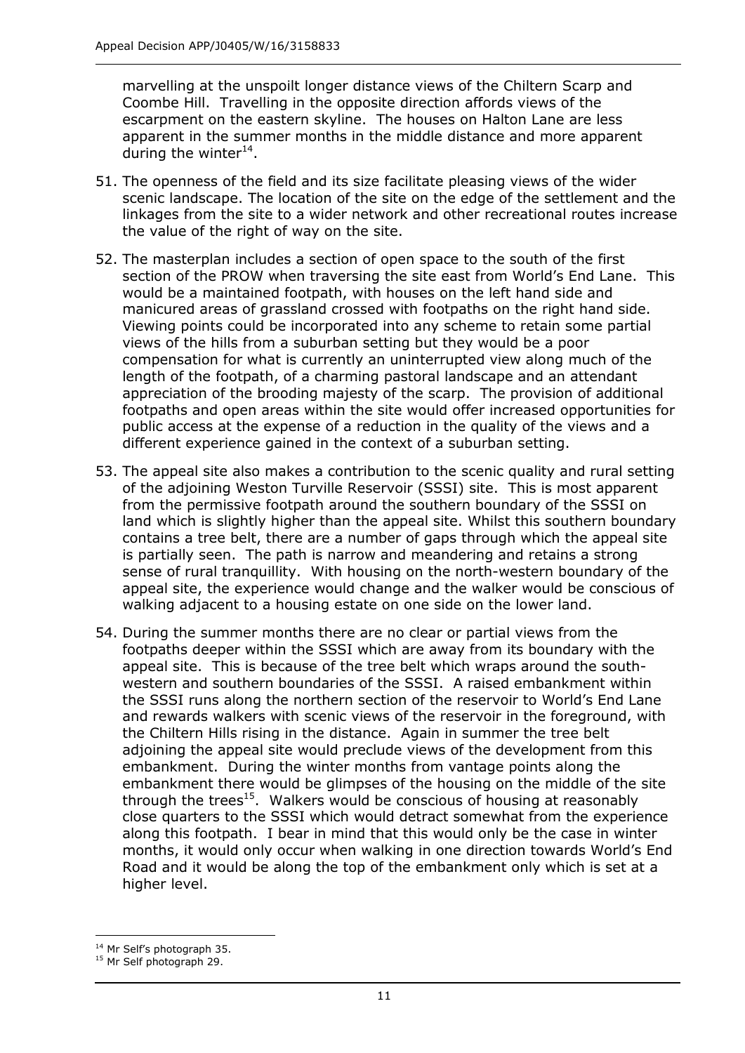marvelling at the unspoilt longer distance views of the Chiltern Scarp and Coombe Hill. Travelling in the opposite direction affords views of the escarpment on the eastern skyline. The houses on Halton Lane are less apparent in the summer months in the middle distance and more apparent during the winter[14].

51. The openness of the field and its size facilitate pleasing views of the wider scenic landscape. The location of the site on the edge of the settlement and the linkages from the site to a wider network and other recreational routes increase the value of the right of way on the site.

52. The masterplan includes a section of open space to the south of the first section of the PROW when traversing the site east from World's End Lane. This would be a maintained footpath, with houses on the left hand side and manicured areas of grassland crossed with footpaths on the right hand side. Viewing points could be incorporated into any scheme to retain some partial views of the hills from a suburban setting but they would be a poor compensation for what is currently an uninterrupted view along much of the length of the footpath, of a charming pastoral landscape and an attendant appreciation of the brooding majesty of the scarp. The provision of additional footpaths and open areas within the site would offer increased opportunities for public access at the expense of a reduction in the quality of the views and a different experience gained in the context of a suburban setting.

53. The appeal site also makes a contribution to the scenic quality and rural setting of the adjoining Weston Turville Reservoir (SSSI) site. This is most apparent from the permissive footpath around the southern boundary of the SSSI on land which is slightly higher than the appeal site. Whilst this southern boundary contains a tree belt, there are a number of gaps through which the appeal site is partially seen. The path is narrow and meandering and retains a strong sense of rural tranquillity. With housing on the north-western boundary of the appeal site, the experience would change and the walker would be conscious of walking adjacent to a housing estate on one side on the lower land.

54. During the summer months there are no clear or partial views from the footpaths deeper within the SSSI which are away from its boundary with the appeal site. This is because of the tree belt which wraps around the south-western and southern boundaries of the SSSI. A raised embankment within the SSSI runs along the northern section of the reservoir to World's End Lane and rewards walkers with scenic views of the reservoir in the foreground, with the Chiltern Hills rising in the distance. Again in summer the tree belt adjoining the appeal site would preclude views of the development from this embankment. During the winter months from vantage points along the embankment there would be glimpses of the housing on the middle of the site through the trees[15]. Walkers would be conscious of housing at reasonably close quarters to the SSSI which would detract somewhat from the experience along this footpath. I bear in mind that this would only be the case in winter months, it would only occur when walking in one direction towards World's End Road and it would be along the top of the embankment only which is set at a higher level.

---

[14] Mr Self's photograph 35.

[15] Mr Self photograph 29.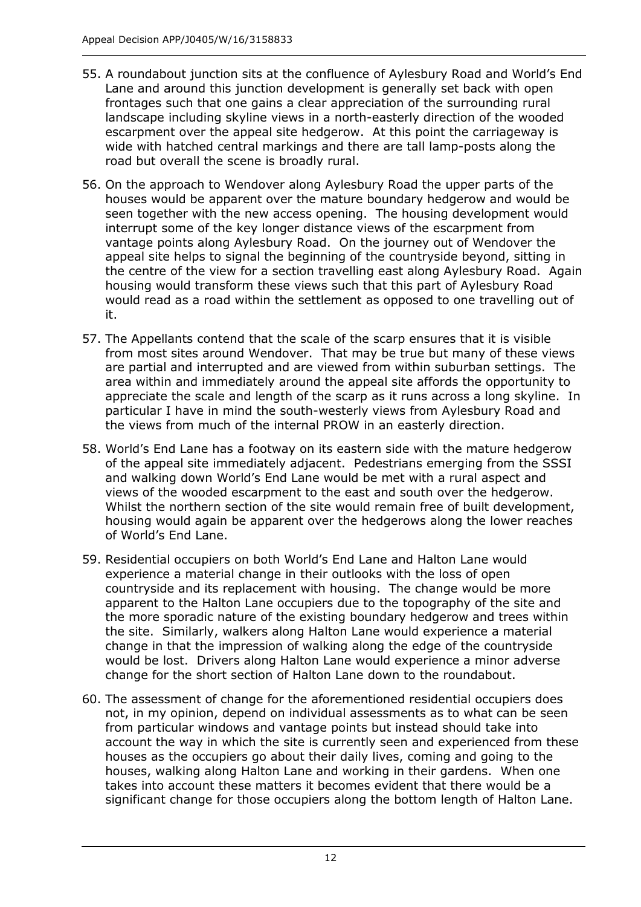55. A roundabout junction sits at the confluence of Aylesbury Road and World's End Lane and around this junction development is generally set back with open frontages such that one gains a clear appreciation of the surrounding rural landscape including skyline views in a north-easterly direction of the wooded escarpment over the appeal site hedgerow. At this point the carriageway is wide with hatched central markings and there are tall lamp-posts along the road but overall the scene is broadly rural.

56. On the approach to Wendover along Aylesbury Road the upper parts of the houses would be apparent over the mature boundary hedgerow and would be seen together with the new access opening. The housing development would interrupt some of the key longer distance views of the escarpment from vantage points along Aylesbury Road. On the journey out of Wendover the appeal site helps to signal the beginning of the countryside beyond, sitting in the centre of the view for a section travelling east along Aylesbury Road. Again housing would transform these views such that this part of Aylesbury Road would read as a road within the settlement as opposed to one travelling out of it.

57. The Appellants contend that the scale of the scarp ensures that it is visible from most sites around Wendover. That may be true but many of these views are partial and interrupted and are viewed from within suburban settings. The area within and immediately around the appeal site affords the opportunity to appreciate the scale and length of the scarp as it runs across a long skyline. In particular I have in mind the south-westerly views from Aylesbury Road and the views from much of the internal PROW in an easterly direction.

58. World's End Lane has a footway on its eastern side with the mature hedgerow of the appeal site immediately adjacent. Pedestrians emerging from the SSSI and walking down World's End Lane would be met with a rural aspect and views of the wooded escarpment to the east and south over the hedgerow. Whilst the northern section of the site would remain free of built development, housing would again be apparent over the hedgerows along the lower reaches of World's End Lane.

59. Residential occupiers on both World's End Lane and Halton Lane would experience a material change in their outlooks with the loss of open countryside and its replacement with housing. The change would be more apparent to the Halton Lane occupiers due to the topography of the site and the more sporadic nature of the existing boundary hedgerow and trees within the site. Similarly, walkers along Halton Lane would experience a material change in that the impression of walking along the edge of the countryside would be lost. Drivers along Halton Lane would experience a minor adverse change for the short section of Halton Lane down to the roundabout.

60. The assessment of change for the aforementioned residential occupiers does not, in my opinion, depend on individual assessments as to what can be seen from particular windows and vantage points but instead should take into account the way in which the site is currently seen and experienced from these houses as the occupiers go about their daily lives, coming and going to the houses, walking along Halton Lane and working in their gardens. When one takes into account these matters it becomes evident that there would be a significant change for those occupiers along the bottom length of Halton Lane.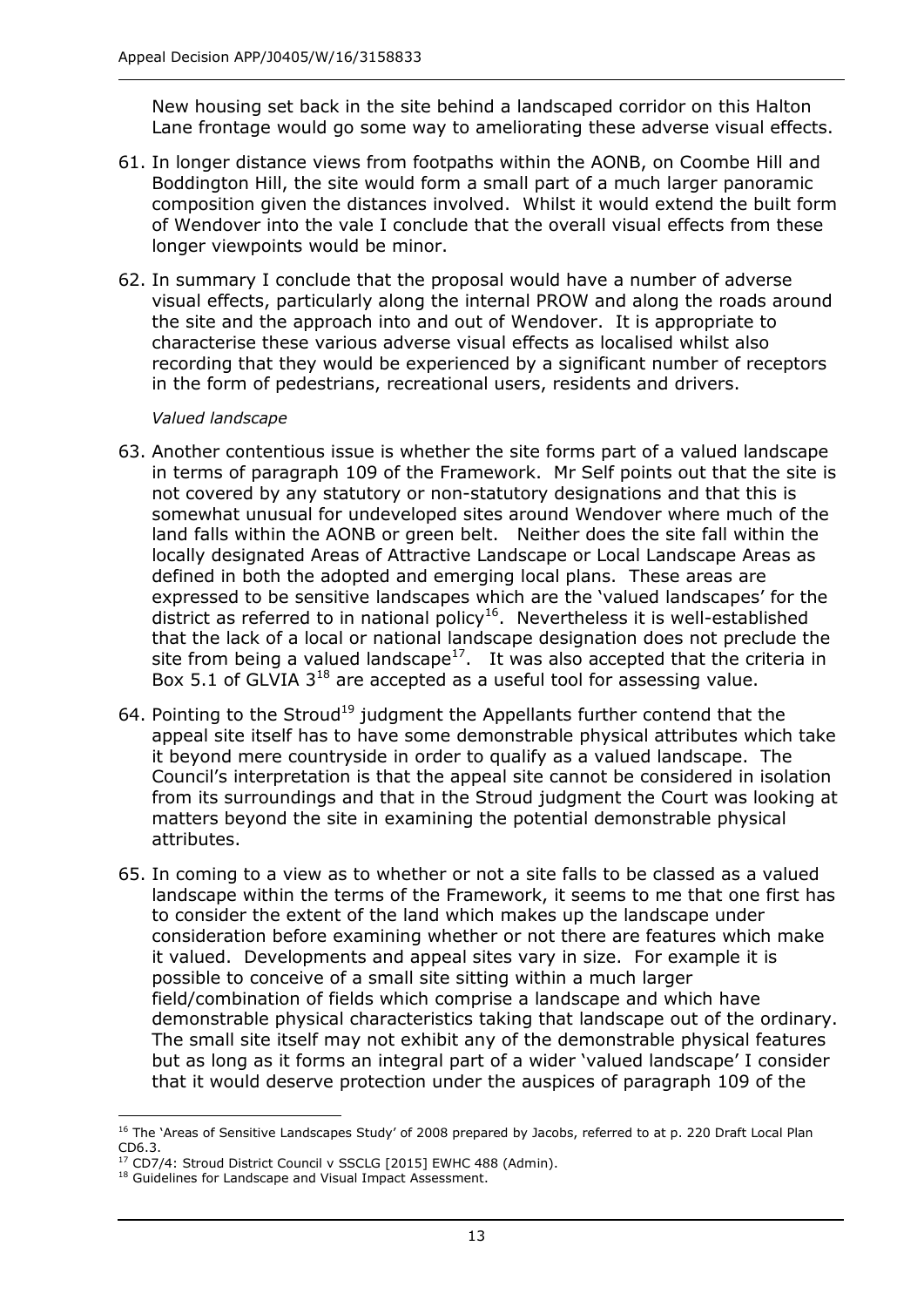New housing set back in the site behind a landscaped corridor on this Halton Lane frontage would go some way to ameliorating these adverse visual effects.

61. In longer distance views from footpaths within the AONB, on Coombe Hill and Boddington Hill, the site would form a small part of a much larger panoramic composition given the distances involved. Whilst it would extend the built form of Wendover into the vale I conclude that the overall visual effects from these longer viewpoints would be minor.

62. In summary I conclude that the proposal would have a number of adverse visual effects, particularly along the internal PROW and along the roads around the site and the approach into and out of Wendover. It is appropriate to characterise these various adverse visual effects as localised whilst also recording that they would be experienced by a significant number of receptors in the form of pedestrians, recreational users, residents and drivers.

*Valued landscape*

63. Another contentious issue is whether the site forms part of a valued landscape in terms of paragraph 109 of the Framework. Mr Self points out that the site is not covered by any statutory or non-statutory designations and that this is somewhat unusual for undeveloped sites around Wendover where much of the land falls within the AONB or green belt. Neither does the site fall within the locally designated Areas of Attractive Landscape or Local Landscape Areas as defined in both the adopted and emerging local plans. These areas are expressed to be sensitive landscapes which are the 'valued landscapes' for the district as referred to in national policy[16]. Nevertheless it is well-established that the lack of a local or national landscape designation does not preclude the site from being a valued landscape[17]. It was also accepted that the criteria in Box 5.1 of GLVIA 3[18] are accepted as a useful tool for assessing value.

64. Pointing to the Stroud[19] judgment the Appellants further contend that the appeal site itself has to have some demonstrable physical attributes which take it beyond mere countryside in order to qualify as a valued landscape. The Council's interpretation is that the appeal site cannot be considered in isolation from its surroundings and that in the Stroud judgment the Court was looking at matters beyond the site in examining the potential demonstrable physical attributes.

65. In coming to a view as to whether or not a site falls to be classed as a valued landscape within the terms of the Framework, it seems to me that one first has to consider the extent of the land which makes up the landscape under consideration before examining whether or not there are features which make it valued. Developments and appeal sites vary in size. For example it is possible to conceive of a small site sitting within a much larger field/combination of fields which comprise a landscape and which have demonstrable physical characteristics taking that landscape out of the ordinary. The small site itself may not exhibit any of the demonstrable physical features but as long as it forms an integral part of a wider 'valued landscape' I consider that it would deserve protection under the auspices of paragraph 109 of the

---

[16] The 'Areas of Sensitive Landscapes Study' of 2008 prepared by Jacobs, referred to at p. 220 Draft Local Plan CD6.3.

[17] CD7/4: Stroud District Council v SSCLG [2015] EWHC 488 (Admin).

[18] Guidelines for Landscape and Visual Impact Assessment.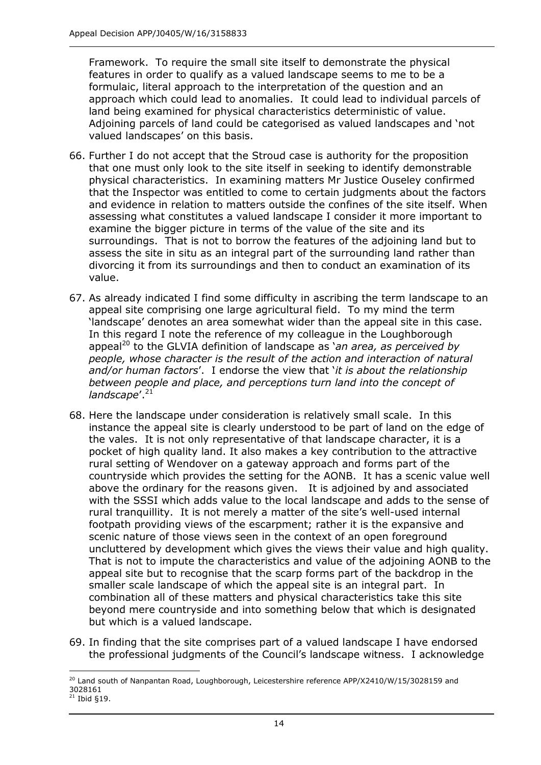Framework. To require the small site itself to demonstrate the physical features in order to qualify as a valued landscape seems to me to be a formulaic, literal approach to the interpretation of the question and an approach which could lead to anomalies. It could lead to individual parcels of land being examined for physical characteristics deterministic of value. Adjoining parcels of land could be categorised as valued landscapes and 'not valued landscapes' on this basis.

66. Further I do not accept that the Stroud case is authority for the proposition that one must only look to the site itself in seeking to identify demonstrable physical characteristics. In examining matters Mr Justice Ouseley confirmed that the Inspector was entitled to come to certain judgments about the factors and evidence in relation to matters outside the confines of the site itself. When assessing what constitutes a valued landscape I consider it more important to examine the bigger picture in terms of the value of the site and its surroundings. That is not to borrow the features of the adjoining land but to assess the site in situ as an integral part of the surrounding land rather than divorcing it from its surroundings and then to conduct an examination of its value.

67. As already indicated I find some difficulty in ascribing the term landscape to an appeal site comprising one large agricultural field. To my mind the term 'landscape' denotes an area somewhat wider than the appeal site in this case. In this regard I note the reference of my colleague in the Loughborough appeal[20] to the GLVIA definition of landscape as '*an area, as perceived by people, whose character is the result of the action and interaction of natural and/or human factors*'. I endorse the view that '*it is about the relationship between people and place, and perceptions turn land into the concept of landscape*'.[21]

68. Here the landscape under consideration is relatively small scale. In this instance the appeal site is clearly understood to be part of land on the edge of the vales. It is not only representative of that landscape character, it is a pocket of high quality land. It also makes a key contribution to the attractive rural setting of Wendover on a gateway approach and forms part of the countryside which provides the setting for the AONB. It has a scenic value well above the ordinary for the reasons given. It is adjoined by and associated with the SSSI which adds value to the local landscape and adds to the sense of rural tranquillity. It is not merely a matter of the site's well-used internal footpath providing views of the escarpment; rather it is the expansive and scenic nature of those views seen in the context of an open foreground uncluttered by development which gives the views their value and high quality. That is not to impute the characteristics and value of the adjoining AONB to the appeal site but to recognise that the scarp forms part of the backdrop in the smaller scale landscape of which the appeal site is an integral part. In combination all of these matters and physical characteristics take this site beyond mere countryside and into something below that which is designated but which is a valued landscape.

69. In finding that the site comprises part of a valued landscape I have endorsed the professional judgments of the Council's landscape witness. I acknowledge

---

[20] Land south of Nanpantan Road, Loughborough, Leicestershire reference APP/X2410/W/15/3028159 and 3028161

[21] Ibid §19.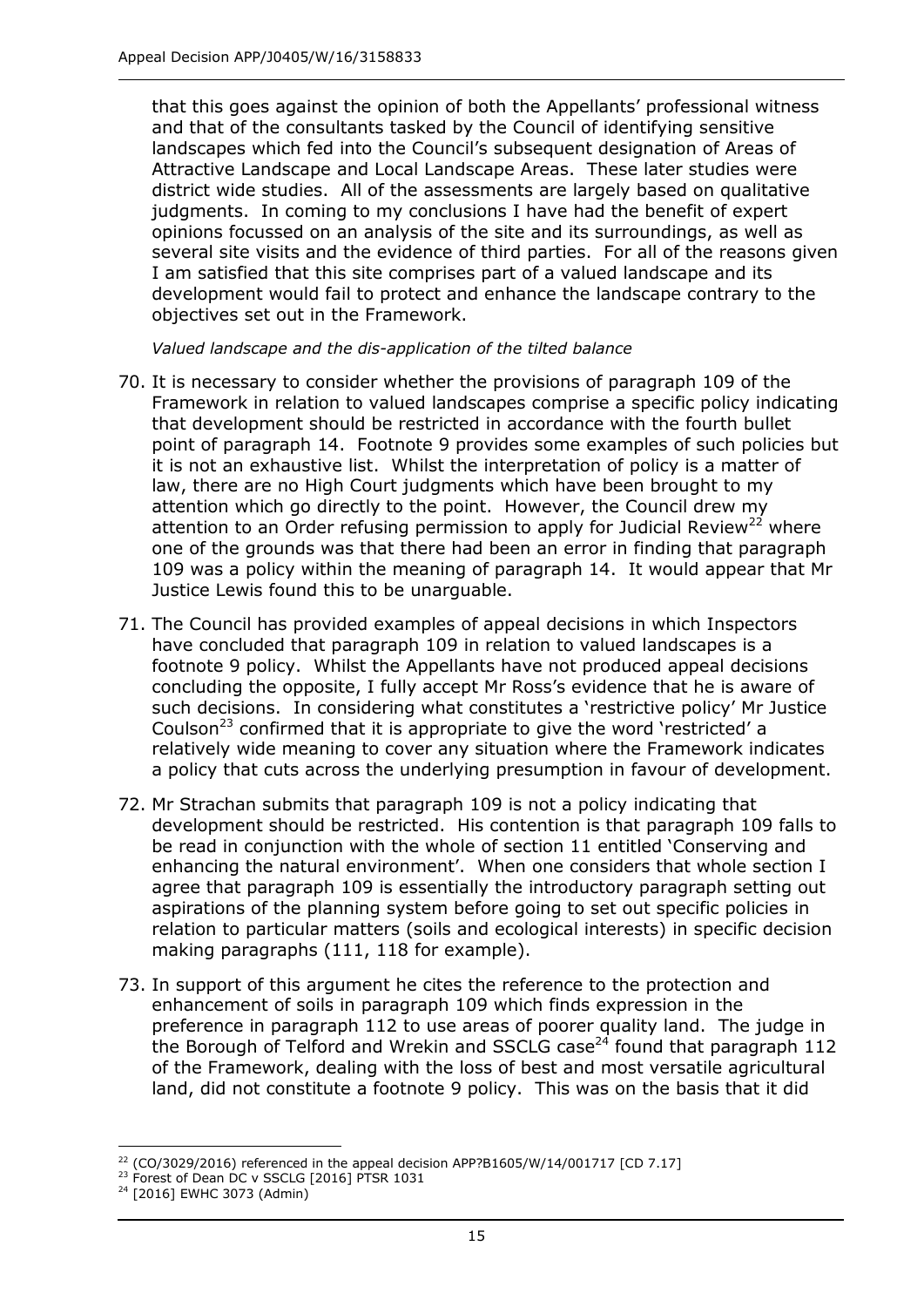that this goes against the opinion of both the Appellants' professional witness and that of the consultants tasked by the Council of identifying sensitive landscapes which fed into the Council's subsequent designation of Areas of Attractive Landscape and Local Landscape Areas. These later studies were district wide studies. All of the assessments are largely based on qualitative judgments. In coming to my conclusions I have had the benefit of expert opinions focussed on an analysis of the site and its surroundings, as well as several site visits and the evidence of third parties. For all of the reasons given I am satisfied that this site comprises part of a valued landscape and its development would fail to protect and enhance the landscape contrary to the objectives set out in the Framework.

*Valued landscape and the dis-application of the tilted balance*

70. It is necessary to consider whether the provisions of paragraph 109 of the Framework in relation to valued landscapes comprise a specific policy indicating that development should be restricted in accordance with the fourth bullet point of paragraph 14. Footnote 9 provides some examples of such policies but it is not an exhaustive list. Whilst the interpretation of policy is a matter of law, there are no High Court judgments which have been brought to my attention which go directly to the point. However, the Council drew my attention to an Order refusing permission to apply for Judicial Review[22] where one of the grounds was that there had been an error in finding that paragraph 109 was a policy within the meaning of paragraph 14. It would appear that Mr Justice Lewis found this to be unarguable.

71. The Council has provided examples of appeal decisions in which Inspectors have concluded that paragraph 109 in relation to valued landscapes is a footnote 9 policy. Whilst the Appellants have not produced appeal decisions concluding the opposite, I fully accept Mr Ross's evidence that he is aware of such decisions. In considering what constitutes a 'restrictive policy' Mr Justice Coulson[23] confirmed that it is appropriate to give the word 'restricted' a relatively wide meaning to cover any situation where the Framework indicates a policy that cuts across the underlying presumption in favour of development.

72. Mr Strachan submits that paragraph 109 is not a policy indicating that development should be restricted. His contention is that paragraph 109 falls to be read in conjunction with the whole of section 11 entitled 'Conserving and enhancing the natural environment'. When one considers that whole section I agree that paragraph 109 is essentially the introductory paragraph setting out aspirations of the planning system before going to set out specific policies in relation to particular matters (soils and ecological interests) in specific decision making paragraphs (111, 118 for example).

73. In support of this argument he cites the reference to the protection and enhancement of soils in paragraph 109 which finds expression in the preference in paragraph 112 to use areas of poorer quality land. The judge in the Borough of Telford and Wrekin and SSCLG case[24] found that paragraph 112 of the Framework, dealing with the loss of best and most versatile agricultural land, did not constitute a footnote 9 policy. This was on the basis that it did

---

[22] (CO/3029/2016) referenced in the appeal decision APP?B1605/W/14/001717 [CD 7.17]

[23] Forest of Dean DC v SSCLG [2016] PTSR 1031

[24] [2016] EWHC 3073 (Admin)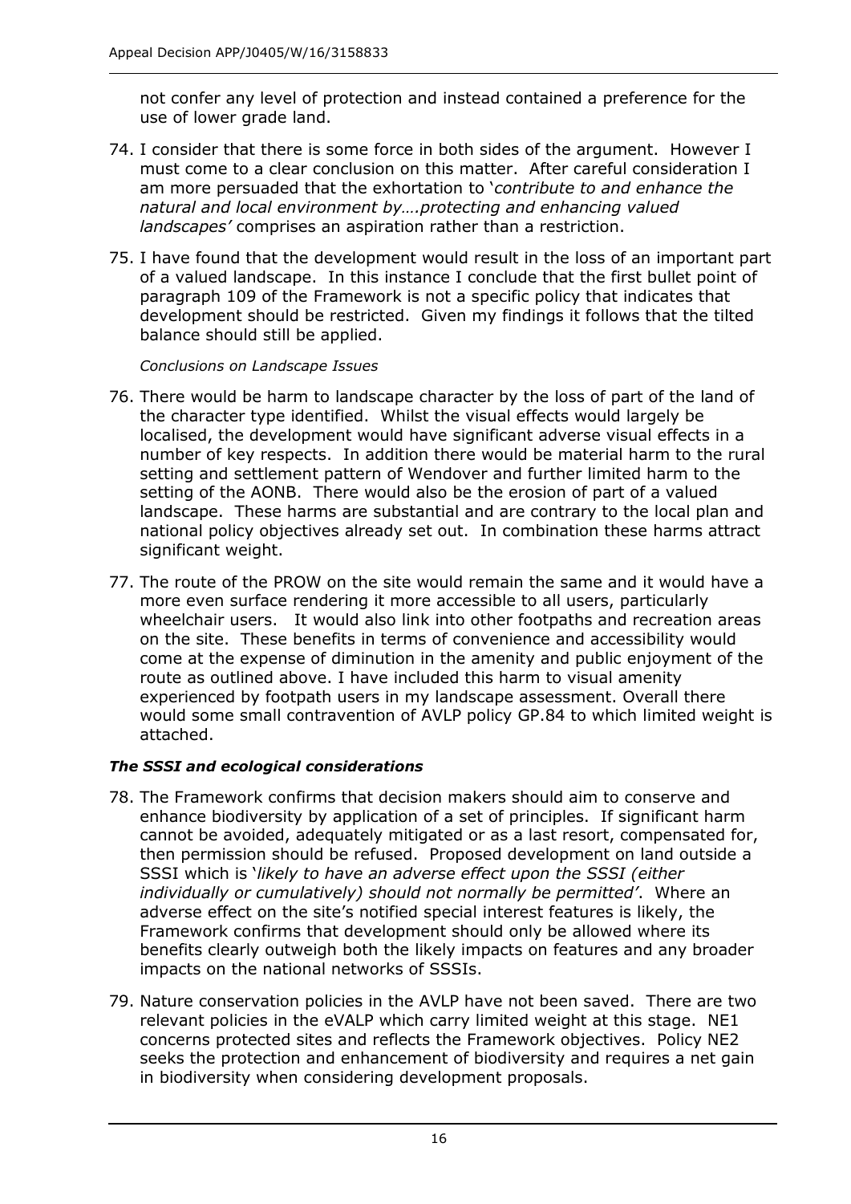not confer any level of protection and instead contained a preference for the use of lower grade land.

74. I consider that there is some force in both sides of the argument. However I must come to a clear conclusion on this matter. After careful consideration I am more persuaded that the exhortation to '*contribute to and enhance the natural and local environment by….protecting and enhancing valued landscapes'* comprises an aspiration rather than a restriction.

75. I have found that the development would result in the loss of an important part of a valued landscape. In this instance I conclude that the first bullet point of paragraph 109 of the Framework is not a specific policy that indicates that development should be restricted. Given my findings it follows that the tilted balance should still be applied.

*Conclusions on Landscape Issues*

76. There would be harm to landscape character by the loss of part of the land of the character type identified. Whilst the visual effects would largely be localised, the development would have significant adverse visual effects in a number of key respects. In addition there would be material harm to the rural setting and settlement pattern of Wendover and further limited harm to the setting of the AONB. There would also be the erosion of part of a valued landscape. These harms are substantial and are contrary to the local plan and national policy objectives already set out. In combination these harms attract significant weight.

77. The route of the PROW on the site would remain the same and it would have a more even surface rendering it more accessible to all users, particularly wheelchair users. It would also link into other footpaths and recreation areas on the site. These benefits in terms of convenience and accessibility would come at the expense of diminution in the amenity and public enjoyment of the route as outlined above. I have included this harm to visual amenity experienced by footpath users in my landscape assessment. Overall there would some small contravention of AVLP policy GP.84 to which limited weight is attached.

***The SSSI and ecological considerations***

78. The Framework confirms that decision makers should aim to conserve and enhance biodiversity by application of a set of principles. If significant harm cannot be avoided, adequately mitigated or as a last resort, compensated for, then permission should be refused. Proposed development on land outside a SSSI which is '*likely to have an adverse effect upon the SSSI (either individually or cumulatively) should not normally be permitted'*. Where an adverse effect on the site's notified special interest features is likely, the Framework confirms that development should only be allowed where its benefits clearly outweigh both the likely impacts on features and any broader impacts on the national networks of SSSIs.

79. Nature conservation policies in the AVLP have not been saved. There are two relevant policies in the eVALP which carry limited weight at this stage. NE1 concerns protected sites and reflects the Framework objectives. Policy NE2 seeks the protection and enhancement of biodiversity and requires a net gain in biodiversity when considering development proposals.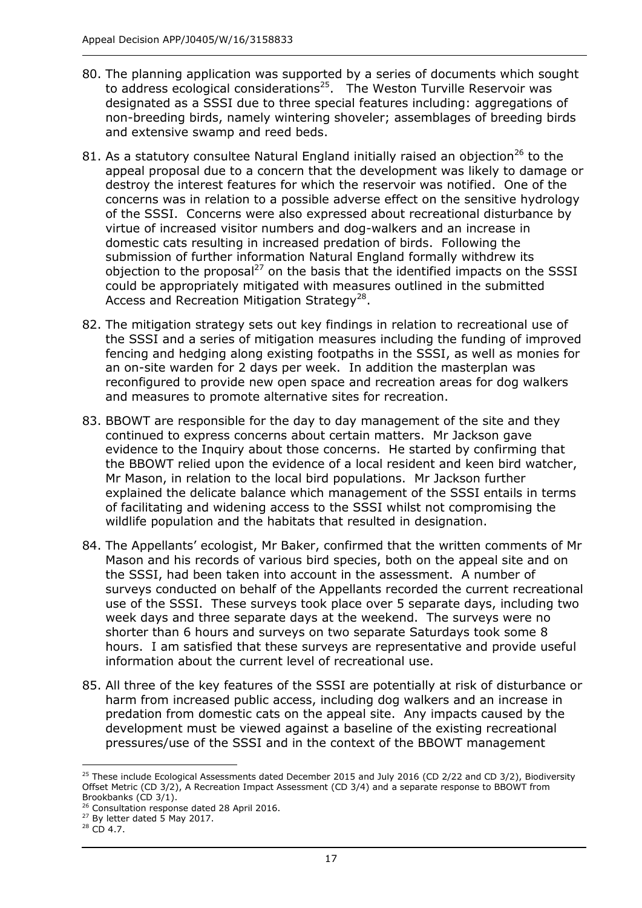80. The planning application was supported by a series of documents which sought to address ecological considerations[25]. The Weston Turville Reservoir was designated as a SSSI due to three special features including: aggregations of non-breeding birds, namely wintering shoveler; assemblages of breeding birds and extensive swamp and reed beds.

81. As a statutory consultee Natural England initially raised an objection[26] to the appeal proposal due to a concern that the development was likely to damage or destroy the interest features for which the reservoir was notified. One of the concerns was in relation to a possible adverse effect on the sensitive hydrology of the SSSI. Concerns were also expressed about recreational disturbance by virtue of increased visitor numbers and dog-walkers and an increase in domestic cats resulting in increased predation of birds. Following the submission of further information Natural England formally withdrew its objection to the proposal[27] on the basis that the identified impacts on the SSSI could be appropriately mitigated with measures outlined in the submitted Access and Recreation Mitigation Strategy[28].

82. The mitigation strategy sets out key findings in relation to recreational use of the SSSI and a series of mitigation measures including the funding of improved fencing and hedging along existing footpaths in the SSSI, as well as monies for an on-site warden for 2 days per week. In addition the masterplan was reconfigured to provide new open space and recreation areas for dog walkers and measures to promote alternative sites for recreation.

83. BBOWT are responsible for the day to day management of the site and they continued to express concerns about certain matters. Mr Jackson gave evidence to the Inquiry about those concerns. He started by confirming that the BBOWT relied upon the evidence of a local resident and keen bird watcher, Mr Mason, in relation to the local bird populations. Mr Jackson further explained the delicate balance which management of the SSSI entails in terms of facilitating and widening access to the SSSI whilst not compromising the wildlife population and the habitats that resulted in designation.

84. The Appellants' ecologist, Mr Baker, confirmed that the written comments of Mr Mason and his records of various bird species, both on the appeal site and on the SSSI, had been taken into account in the assessment. A number of surveys conducted on behalf of the Appellants recorded the current recreational use of the SSSI. These surveys took place over 5 separate days, including two week days and three separate days at the weekend. The surveys were no shorter than 6 hours and surveys on two separate Saturdays took some 8 hours. I am satisfied that these surveys are representative and provide useful information about the current level of recreational use.

85. All three of the key features of the SSSI are potentially at risk of disturbance or harm from increased public access, including dog walkers and an increase in predation from domestic cats on the appeal site. Any impacts caused by the development must be viewed against a baseline of the existing recreational pressures/use of the SSSI and in the context of the BBOWT management

---

[25] These include Ecological Assessments dated December 2015 and July 2016 (CD 2/22 and CD 3/2), Biodiversity Offset Metric (CD 3/2), A Recreation Impact Assessment (CD 3/4) and a separate response to BBOWT from Brookbanks (CD 3/1).

[26] Consultation response dated 28 April 2016.

[27] By letter dated 5 May 2017.

[28] CD 4.7.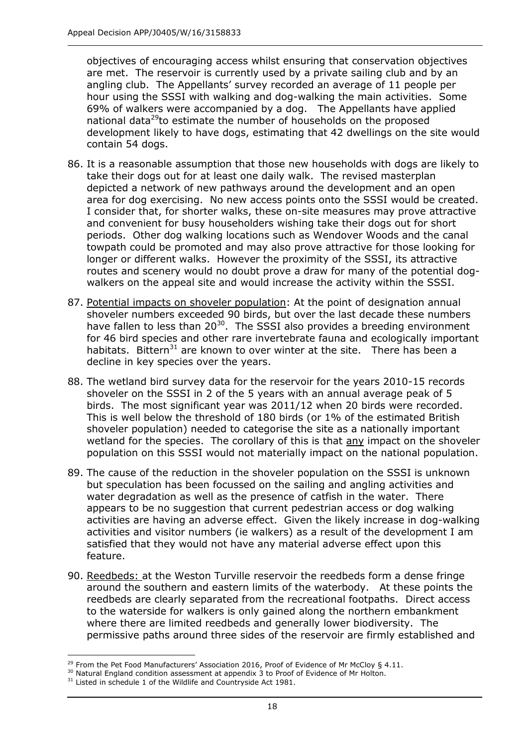objectives of encouraging access whilst ensuring that conservation objectives are met. The reservoir is currently used by a private sailing club and by an angling club. The Appellants' survey recorded an average of 11 people per hour using the SSSI with walking and dog-walking the main activities. Some 69% of walkers were accompanied by a dog. The Appellants have applied national data[29]to estimate the number of households on the proposed development likely to have dogs, estimating that 42 dwellings on the site would contain 54 dogs.

86. It is a reasonable assumption that those new households with dogs are likely to take their dogs out for at least one daily walk. The revised masterplan depicted a network of new pathways around the development and an open area for dog exercising. No new access points onto the SSSI would be created. I consider that, for shorter walks, these on-site measures may prove attractive and convenient for busy householders wishing take their dogs out for short periods. Other dog walking locations such as Wendover Woods and the canal towpath could be promoted and may also prove attractive for those looking for longer or different walks. However the proximity of the SSSI, its attractive routes and scenery would no doubt prove a draw for many of the potential dog-walkers on the appeal site and would increase the activity within the SSSI.

87. Potential impacts on shoveler population: At the point of designation annual shoveler numbers exceeded 90 birds, but over the last decade these numbers have fallen to less than 20[30]. The SSSI also provides a breeding environment for 46 bird species and other rare invertebrate fauna and ecologically important habitats. Bittern[31] are known to over winter at the site. There has been a decline in key species over the years.

88. The wetland bird survey data for the reservoir for the years 2010-15 records shoveler on the SSSI in 2 of the 5 years with an annual average peak of 5 birds. The most significant year was 2011/12 when 20 birds were recorded. This is well below the threshold of 180 birds (or 1% of the estimated British shoveler population) needed to categorise the site as a nationally important wetland for the species. The corollary of this is that any impact on the shoveler population on this SSSI would not materially impact on the national population.

89. The cause of the reduction in the shoveler population on the SSSI is unknown but speculation has been focussed on the sailing and angling activities and water degradation as well as the presence of catfish in the water. There appears to be no suggestion that current pedestrian access or dog walking activities are having an adverse effect. Given the likely increase in dog-walking activities and visitor numbers (ie walkers) as a result of the development I am satisfied that they would not have any material adverse effect upon this feature.

90. Reedbeds: at the Weston Turville reservoir the reedbeds form a dense fringe around the southern and eastern limits of the waterbody. At these points the reedbeds are clearly separated from the recreational footpaths. Direct access to the waterside for walkers is only gained along the northern embankment where there are limited reedbeds and generally lower biodiversity. The permissive paths around three sides of the reservoir are firmly established and

---

[29] From the Pet Food Manufacturers' Association 2016, Proof of Evidence of Mr McCloy § 4.11.

[30] Natural England condition assessment at appendix 3 to Proof of Evidence of Mr Holton.

[31] Listed in schedule 1 of the Wildlife and Countryside Act 1981.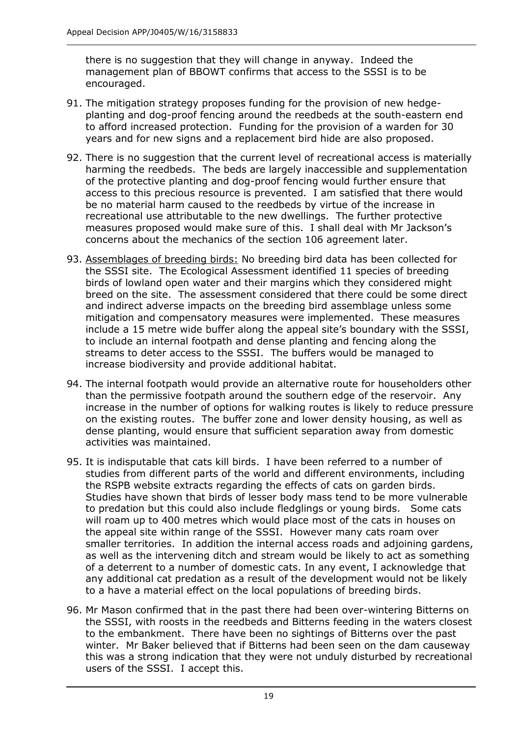there is no suggestion that they will change in anyway. Indeed the management plan of BBOWT confirms that access to the SSSI is to be encouraged.

91. The mitigation strategy proposes funding for the provision of new hedge-planting and dog-proof fencing around the reedbeds at the south-eastern end to afford increased protection. Funding for the provision of a warden for 30 years and for new signs and a replacement bird hide are also proposed.

92. There is no suggestion that the current level of recreational access is materially harming the reedbeds. The beds are largely inaccessible and supplementation of the protective planting and dog-proof fencing would further ensure that access to this precious resource is prevented. I am satisfied that there would be no material harm caused to the reedbeds by virtue of the increase in recreational use attributable to the new dwellings. The further protective measures proposed would make sure of this. I shall deal with Mr Jackson's concerns about the mechanics of the section 106 agreement later.

93. Assemblages of breeding birds: No breeding bird data has been collected for the SSSI site. The Ecological Assessment identified 11 species of breeding birds of lowland open water and their margins which they considered might breed on the site. The assessment considered that there could be some direct and indirect adverse impacts on the breeding bird assemblage unless some mitigation and compensatory measures were implemented. These measures include a 15 metre wide buffer along the appeal site's boundary with the SSSI, to include an internal footpath and dense planting and fencing along the streams to deter access to the SSSI. The buffers would be managed to increase biodiversity and provide additional habitat.

94. The internal footpath would provide an alternative route for householders other than the permissive footpath around the southern edge of the reservoir. Any increase in the number of options for walking routes is likely to reduce pressure on the existing routes. The buffer zone and lower density housing, as well as dense planting, would ensure that sufficient separation away from domestic activities was maintained.

95. It is indisputable that cats kill birds. I have been referred to a number of studies from different parts of the world and different environments, including the RSPB website extracts regarding the effects of cats on garden birds. Studies have shown that birds of lesser body mass tend to be more vulnerable to predation but this could also include fledglings or young birds. Some cats will roam up to 400 metres which would place most of the cats in houses on the appeal site within range of the SSSI. However many cats roam over smaller territories. In addition the internal access roads and adjoining gardens, as well as the intervening ditch and stream would be likely to act as something of a deterrent to a number of domestic cats. In any event, I acknowledge that any additional cat predation as a result of the development would not be likely to a have a material effect on the local populations of breeding birds.

96. Mr Mason confirmed that in the past there had been over-wintering Bitterns on the SSSI, with roosts in the reedbeds and Bitterns feeding in the waters closest to the embankment. There have been no sightings of Bitterns over the past winter. Mr Baker believed that if Bitterns had been seen on the dam causeway this was a strong indication that they were not unduly disturbed by recreational users of the SSSI. I accept this.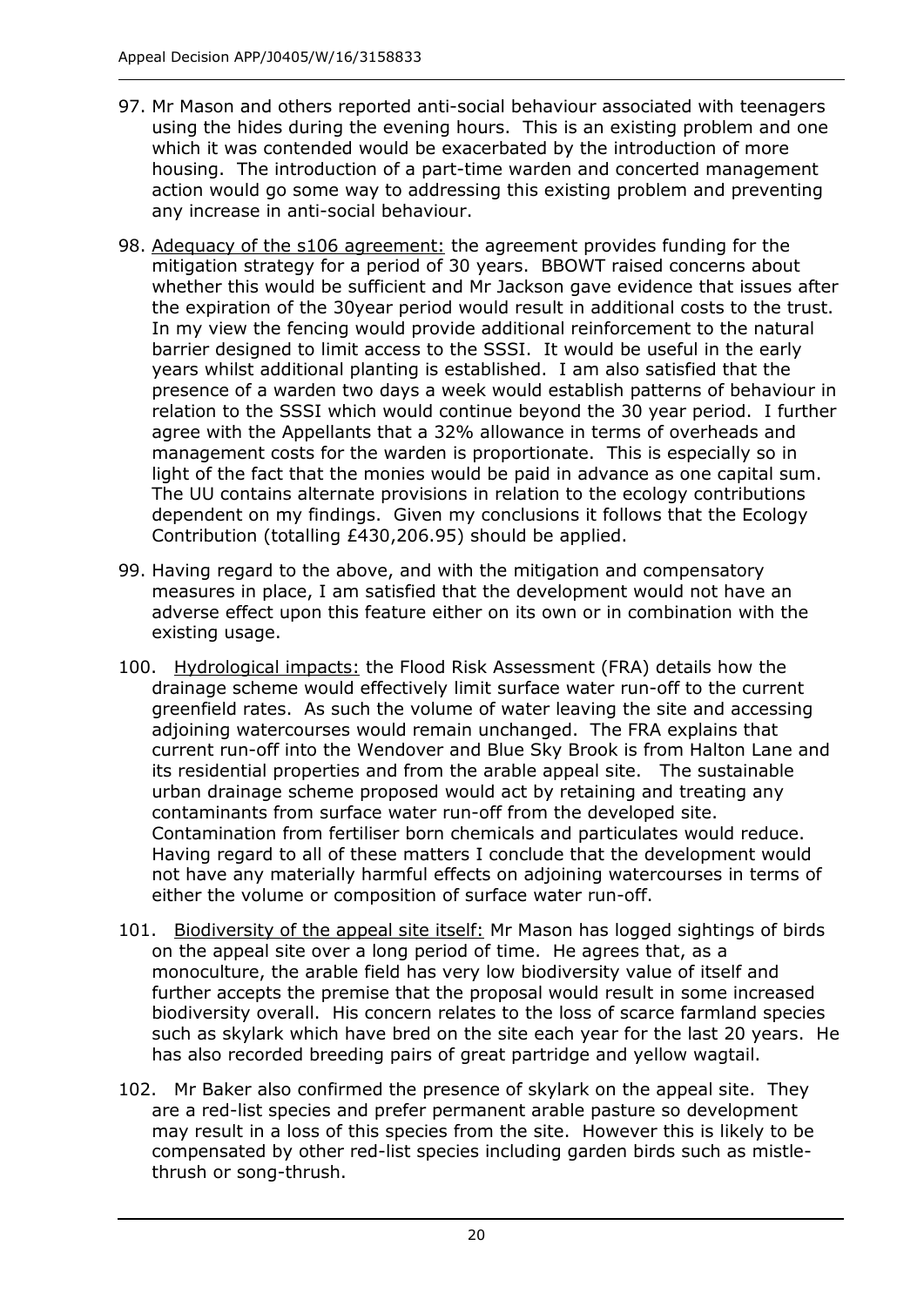97. Mr Mason and others reported anti-social behaviour associated with teenagers using the hides during the evening hours. This is an existing problem and one which it was contended would be exacerbated by the introduction of more housing. The introduction of a part-time warden and concerted management action would go some way to addressing this existing problem and preventing any increase in anti-social behaviour.

98. <u>Adequacy of the s106 agreement:</u> the agreement provides funding for the mitigation strategy for a period of 30 years. BBOWT raised concerns about whether this would be sufficient and Mr Jackson gave evidence that issues after the expiration of the 30year period would result in additional costs to the trust. In my view the fencing would provide additional reinforcement to the natural barrier designed to limit access to the SSSI. It would be useful in the early years whilst additional planting is established. I am also satisfied that the presence of a warden two days a week would establish patterns of behaviour in relation to the SSSI which would continue beyond the 30 year period. I further agree with the Appellants that a 32% allowance in terms of overheads and management costs for the warden is proportionate. This is especially so in light of the fact that the monies would be paid in advance as one capital sum. The UU contains alternate provisions in relation to the ecology contributions dependent on my findings. Given my conclusions it follows that the Ecology Contribution (totalling £430,206.95) should be applied.

99. Having regard to the above, and with the mitigation and compensatory measures in place, I am satisfied that the development would not have an adverse effect upon this feature either on its own or in combination with the existing usage.

100. <u>Hydrological impacts:</u> the Flood Risk Assessment (FRA) details how the drainage scheme would effectively limit surface water run-off to the current greenfield rates. As such the volume of water leaving the site and accessing adjoining watercourses would remain unchanged. The FRA explains that current run-off into the Wendover and Blue Sky Brook is from Halton Lane and its residential properties and from the arable appeal site. The sustainable urban drainage scheme proposed would act by retaining and treating any contaminants from surface water run-off from the developed site. Contamination from fertiliser born chemicals and particulates would reduce. Having regard to all of these matters I conclude that the development would not have any materially harmful effects on adjoining watercourses in terms of either the volume or composition of surface water run-off.

101. <u>Biodiversity of the appeal site itself:</u> Mr Mason has logged sightings of birds on the appeal site over a long period of time. He agrees that, as a monoculture, the arable field has very low biodiversity value of itself and further accepts the premise that the proposal would result in some increased biodiversity overall. His concern relates to the loss of scarce farmland species such as skylark which have bred on the site each year for the last 20 years. He has also recorded breeding pairs of great partridge and yellow wagtail.

102. Mr Baker also confirmed the presence of skylark on the appeal site. They are a red-list species and prefer permanent arable pasture so development may result in a loss of this species from the site. However this is likely to be compensated by other red-list species including garden birds such as mistle-thrush or song-thrush.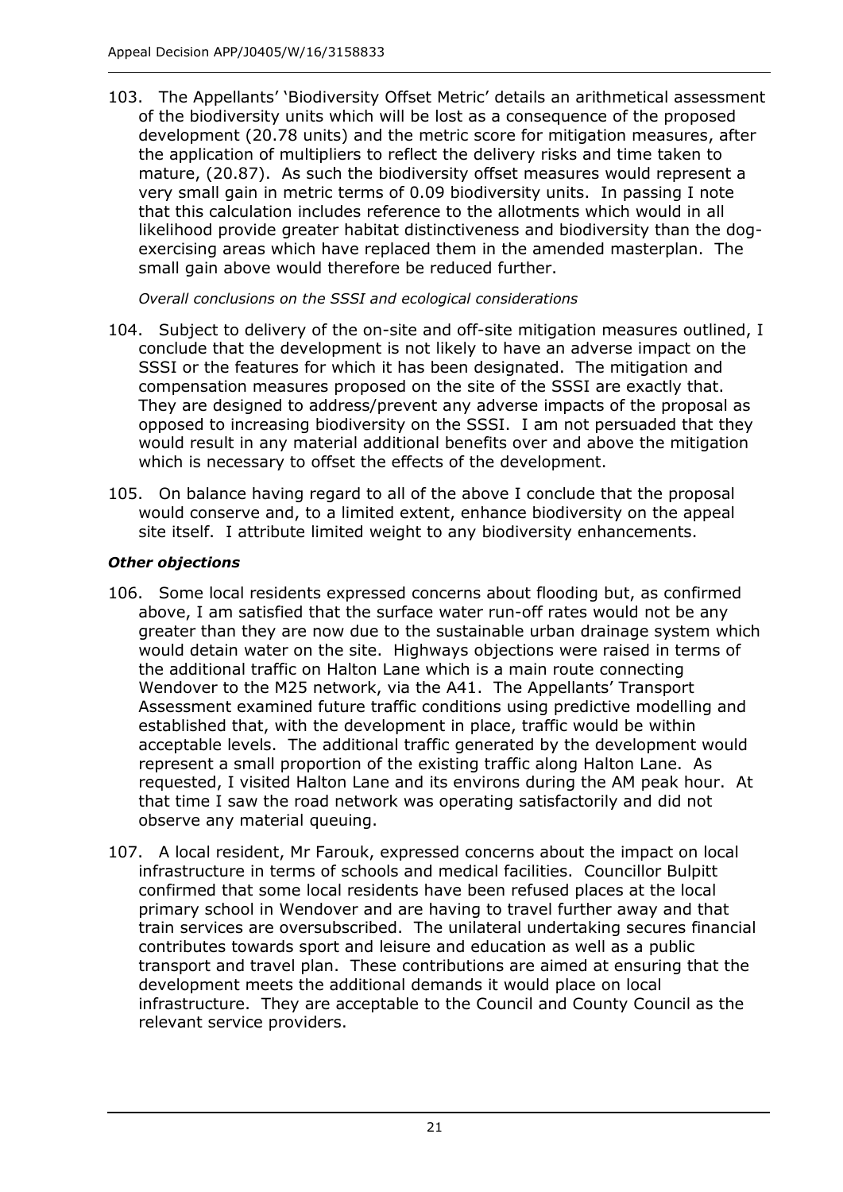103. The Appellants' 'Biodiversity Offset Metric' details an arithmetical assessment of the biodiversity units which will be lost as a consequence of the proposed development (20.78 units) and the metric score for mitigation measures, after the application of multipliers to reflect the delivery risks and time taken to mature, (20.87). As such the biodiversity offset measures would represent a very small gain in metric terms of 0.09 biodiversity units. In passing I note that this calculation includes reference to the allotments which would in all likelihood provide greater habitat distinctiveness and biodiversity than the dog-exercising areas which have replaced them in the amended masterplan. The small gain above would therefore be reduced further.

*Overall conclusions on the SSSI and ecological considerations*

104. Subject to delivery of the on-site and off-site mitigation measures outlined, I conclude that the development is not likely to have an adverse impact on the SSSI or the features for which it has been designated. The mitigation and compensation measures proposed on the site of the SSSI are exactly that. They are designed to address/prevent any adverse impacts of the proposal as opposed to increasing biodiversity on the SSSI. I am not persuaded that they would result in any material additional benefits over and above the mitigation which is necessary to offset the effects of the development.

105. On balance having regard to all of the above I conclude that the proposal would conserve and, to a limited extent, enhance biodiversity on the appeal site itself. I attribute limited weight to any biodiversity enhancements.

***Other objections***

106. Some local residents expressed concerns about flooding but, as confirmed above, I am satisfied that the surface water run-off rates would not be any greater than they are now due to the sustainable urban drainage system which would detain water on the site. Highways objections were raised in terms of the additional traffic on Halton Lane which is a main route connecting Wendover to the M25 network, via the A41. The Appellants' Transport Assessment examined future traffic conditions using predictive modelling and established that, with the development in place, traffic would be within acceptable levels. The additional traffic generated by the development would represent a small proportion of the existing traffic along Halton Lane. As requested, I visited Halton Lane and its environs during the AM peak hour. At that time I saw the road network was operating satisfactorily and did not observe any material queuing.

107. A local resident, Mr Farouk, expressed concerns about the impact on local infrastructure in terms of schools and medical facilities. Councillor Bulpitt confirmed that some local residents have been refused places at the local primary school in Wendover and are having to travel further away and that train services are oversubscribed. The unilateral undertaking secures financial contributes towards sport and leisure and education as well as a public transport and travel plan. These contributions are aimed at ensuring that the development meets the additional demands it would place on local infrastructure. They are acceptable to the Council and County Council as the relevant service providers.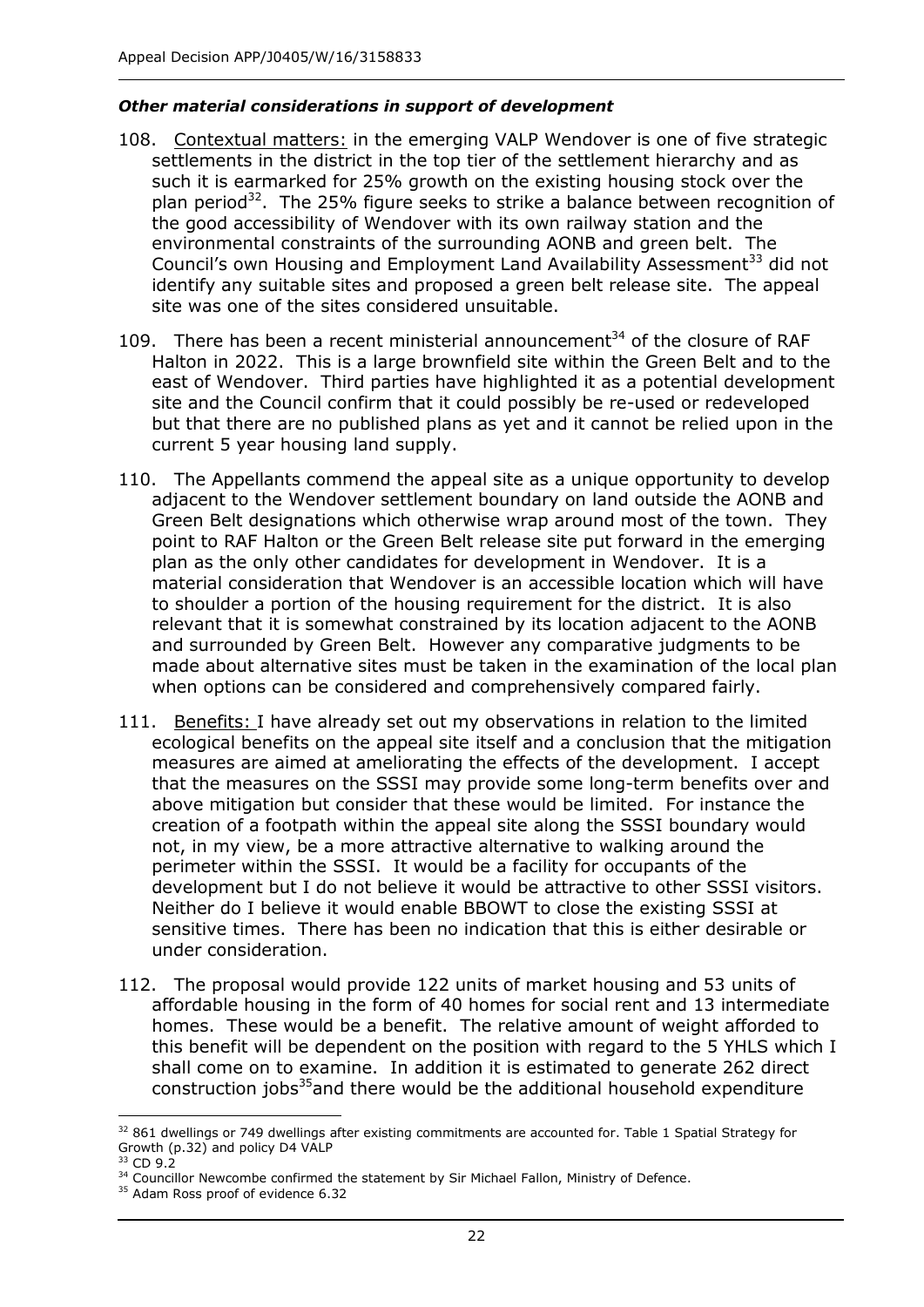### *Other material considerations in support of development*

108. Contextual matters: in the emerging VALP Wendover is one of five strategic settlements in the district in the top tier of the settlement hierarchy and as such it is earmarked for 25% growth on the existing housing stock over the plan period[32]. The 25% figure seeks to strike a balance between recognition of the good accessibility of Wendover with its own railway station and the environmental constraints of the surrounding AONB and green belt. The Council's own Housing and Employment Land Availability Assessment[33] did not identify any suitable sites and proposed a green belt release site. The appeal site was one of the sites considered unsuitable.

109. There has been a recent ministerial announcement[34] of the closure of RAF Halton in 2022. This is a large brownfield site within the Green Belt and to the east of Wendover. Third parties have highlighted it as a potential development site and the Council confirm that it could possibly be re-used or redeveloped but that there are no published plans as yet and it cannot be relied upon in the current 5 year housing land supply.

110. The Appellants commend the appeal site as a unique opportunity to develop adjacent to the Wendover settlement boundary on land outside the AONB and Green Belt designations which otherwise wrap around most of the town. They point to RAF Halton or the Green Belt release site put forward in the emerging plan as the only other candidates for development in Wendover. It is a material consideration that Wendover is an accessible location which will have to shoulder a portion of the housing requirement for the district. It is also relevant that it is somewhat constrained by its location adjacent to the AONB and surrounded by Green Belt. However any comparative judgments to be made about alternative sites must be taken in the examination of the local plan when options can be considered and comprehensively compared fairly.

111. Benefits: I have already set out my observations in relation to the limited ecological benefits on the appeal site itself and a conclusion that the mitigation measures are aimed at ameliorating the effects of the development. I accept that the measures on the SSSI may provide some long-term benefits over and above mitigation but consider that these would be limited. For instance the creation of a footpath within the appeal site along the SSSI boundary would not, in my view, be a more attractive alternative to walking around the perimeter within the SSSI. It would be a facility for occupants of the development but I do not believe it would be attractive to other SSSI visitors. Neither do I believe it would enable BBOWT to close the existing SSSI at sensitive times. There has been no indication that this is either desirable or under consideration.

112. The proposal would provide 122 units of market housing and 53 units of affordable housing in the form of 40 homes for social rent and 13 intermediate homes. These would be a benefit. The relative amount of weight afforded to this benefit will be dependent on the position with regard to the 5 YHLS which I shall come on to examine. In addition it is estimated to generate 262 direct construction jobs[35] and there would be the additional household expenditure

---

[32] 861 dwellings or 749 dwellings after existing commitments are accounted for. Table 1 Spatial Strategy for Growth (p.32) and policy D4 VALP

[33] CD 9.2

[34] Councillor Newcombe confirmed the statement by Sir Michael Fallon, Ministry of Defence.

[35] Adam Ross proof of evidence 6.32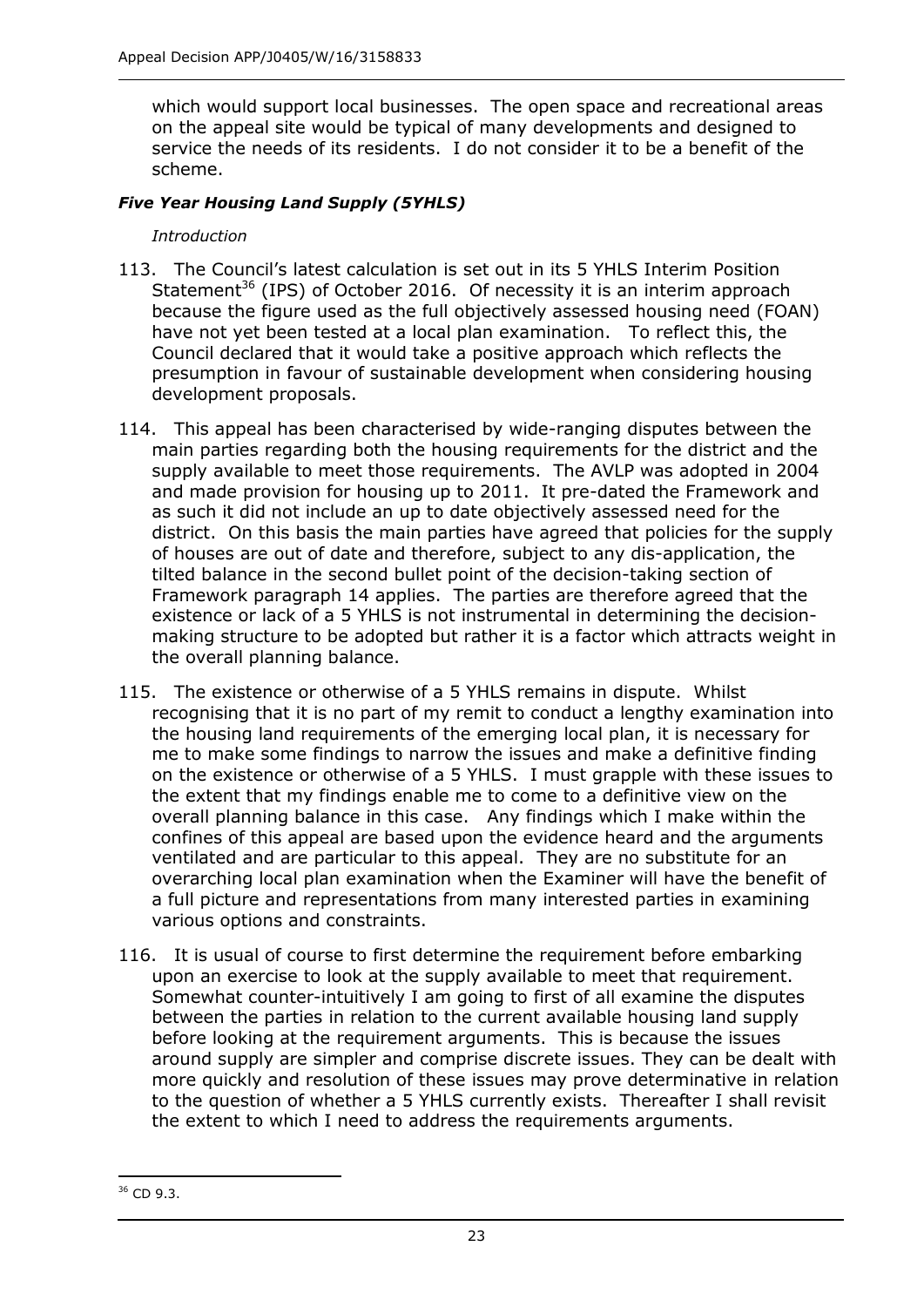which would support local businesses. The open space and recreational areas on the appeal site would be typical of many developments and designed to service the needs of its residents. I do not consider it to be a benefit of the scheme.

### *Five Year Housing Land Supply (5YHLS)*

*Introduction*

113. The Council's latest calculation is set out in its 5 YHLS Interim Position Statement[36] (IPS) of October 2016. Of necessity it is an interim approach because the figure used as the full objectively assessed housing need (FOAN) have not yet been tested at a local plan examination. To reflect this, the Council declared that it would take a positive approach which reflects the presumption in favour of sustainable development when considering housing development proposals.

114. This appeal has been characterised by wide-ranging disputes between the main parties regarding both the housing requirements for the district and the supply available to meet those requirements. The AVLP was adopted in 2004 and made provision for housing up to 2011. It pre-dated the Framework and as such it did not include an up to date objectively assessed need for the district. On this basis the main parties have agreed that policies for the supply of houses are out of date and therefore, subject to any dis-application, the tilted balance in the second bullet point of the decision-taking section of Framework paragraph 14 applies. The parties are therefore agreed that the existence or lack of a 5 YHLS is not instrumental in determining the decision-making structure to be adopted but rather it is a factor which attracts weight in the overall planning balance.

115. The existence or otherwise of a 5 YHLS remains in dispute. Whilst recognising that it is no part of my remit to conduct a lengthy examination into the housing land requirements of the emerging local plan, it is necessary for me to make some findings to narrow the issues and make a definitive finding on the existence or otherwise of a 5 YHLS. I must grapple with these issues to the extent that my findings enable me to come to a definitive view on the overall planning balance in this case. Any findings which I make within the confines of this appeal are based upon the evidence heard and the arguments ventilated and are particular to this appeal. They are no substitute for an overarching local plan examination when the Examiner will have the benefit of a full picture and representations from many interested parties in examining various options and constraints.

116. It is usual of course to first determine the requirement before embarking upon an exercise to look at the supply available to meet that requirement. Somewhat counter-intuitively I am going to first of all examine the disputes between the parties in relation to the current available housing land supply before looking at the requirement arguments. This is because the issues around supply are simpler and comprise discrete issues. They can be dealt with more quickly and resolution of these issues may prove determinative in relation to the question of whether a 5 YHLS currently exists. Thereafter I shall revisit the extent to which I need to address the requirements arguments.

---

[36] CD 9.3.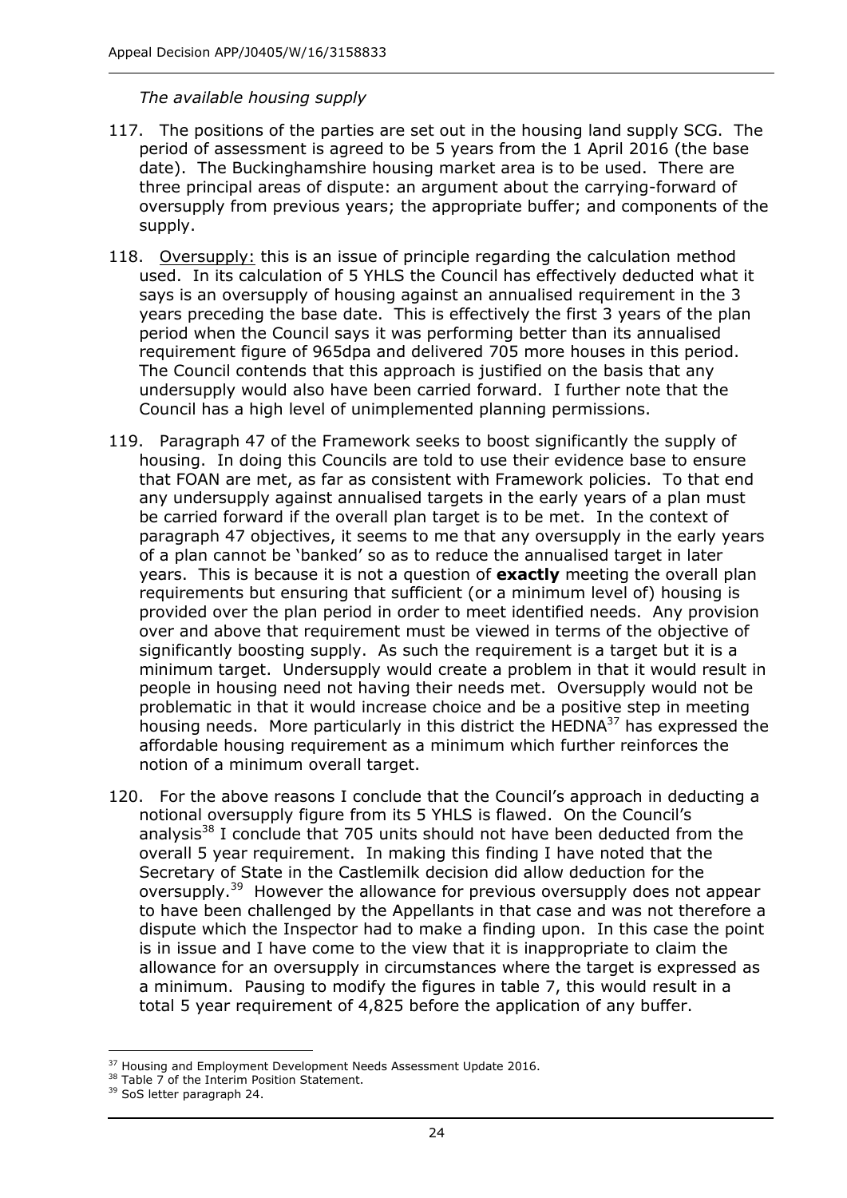*The available housing supply*

117. The positions of the parties are set out in the housing land supply SCG. The period of assessment is agreed to be 5 years from the 1 April 2016 (the base date). The Buckinghamshire housing market area is to be used. There are three principal areas of dispute: an argument about the carrying-forward of oversupply from previous years; the appropriate buffer; and components of the supply.

118. Oversupply: this is an issue of principle regarding the calculation method used. In its calculation of 5 YHLS the Council has effectively deducted what it says is an oversupply of housing against an annualised requirement in the 3 years preceding the base date. This is effectively the first 3 years of the plan period when the Council says it was performing better than its annualised requirement figure of 965dpa and delivered 705 more houses in this period. The Council contends that this approach is justified on the basis that any undersupply would also have been carried forward. I further note that the Council has a high level of unimplemented planning permissions.

119. Paragraph 47 of the Framework seeks to boost significantly the supply of housing. In doing this Councils are told to use their evidence base to ensure that FOAN are met, as far as consistent with Framework policies. To that end any undersupply against annualised targets in the early years of a plan must be carried forward if the overall plan target is to be met. In the context of paragraph 47 objectives, it seems to me that any oversupply in the early years of a plan cannot be 'banked' so as to reduce the annualised target in later years. This is because it is not a question of **exactly** meeting the overall plan requirements but ensuring that sufficient (or a minimum level of) housing is provided over the plan period in order to meet identified needs. Any provision over and above that requirement must be viewed in terms of the objective of significantly boosting supply. As such the requirement is a target but it is a minimum target. Undersupply would create a problem in that it would result in people in housing need not having their needs met. Oversupply would not be problematic in that it would increase choice and be a positive step in meeting housing needs. More particularly in this district the HEDNA[37] has expressed the affordable housing requirement as a minimum which further reinforces the notion of a minimum overall target.

120. For the above reasons I conclude that the Council's approach in deducting a notional oversupply figure from its 5 YHLS is flawed. On the Council's analysis[38] I conclude that 705 units should not have been deducted from the overall 5 year requirement. In making this finding I have noted that the Secretary of State in the Castlemilk decision did allow deduction for the oversupply.[39] However the allowance for previous oversupply does not appear to have been challenged by the Appellants in that case and was not therefore a dispute which the Inspector had to make a finding upon. In this case the point is in issue and I have come to the view that it is inappropriate to claim the allowance for an oversupply in circumstances where the target is expressed as a minimum. Pausing to modify the figures in table 7, this would result in a total 5 year requirement of 4,825 before the application of any buffer.

---

[37] Housing and Employment Development Needs Assessment Update 2016.

[38] Table 7 of the Interim Position Statement.

[39] SoS letter paragraph 24.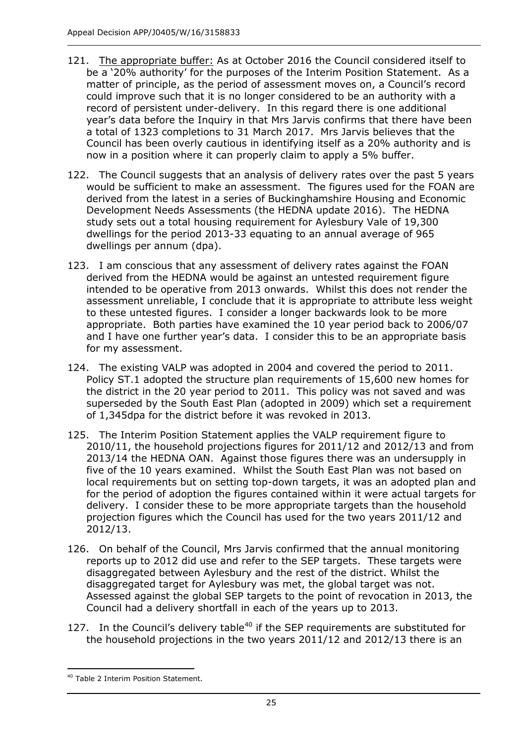121. The appropriate buffer: As at October 2016 the Council considered itself to be a '20% authority' for the purposes of the Interim Position Statement. As a matter of principle, as the period of assessment moves on, a Council's record could improve such that it is no longer considered to be an authority with a record of persistent under-delivery. In this regard there is one additional year's data before the Inquiry in that Mrs Jarvis confirms that there have been a total of 1323 completions to 31 March 2017. Mrs Jarvis believes that the Council has been overly cautious in identifying itself as a 20% authority and is now in a position where it can properly claim to apply a 5% buffer.

122. The Council suggests that an analysis of delivery rates over the past 5 years would be sufficient to make an assessment. The figures used for the FOAN are derived from the latest in a series of Buckinghamshire Housing and Economic Development Needs Assessments (the HEDNA update 2016). The HEDNA study sets out a total housing requirement for Aylesbury Vale of 19,300 dwellings for the period 2013-33 equating to an annual average of 965 dwellings per annum (dpa).

123. I am conscious that any assessment of delivery rates against the FOAN derived from the HEDNA would be against an untested requirement figure intended to be operative from 2013 onwards. Whilst this does not render the assessment unreliable, I conclude that it is appropriate to attribute less weight to these untested figures. I consider a longer backwards look to be more appropriate. Both parties have examined the 10 year period back to 2006/07 and I have one further year's data. I consider this to be an appropriate basis for my assessment.

124. The existing VALP was adopted in 2004 and covered the period to 2011. Policy ST.1 adopted the structure plan requirements of 15,600 new homes for the district in the 20 year period to 2011. This policy was not saved and was superseded by the South East Plan (adopted in 2009) which set a requirement of 1,345dpa for the district before it was revoked in 2013.

125. The Interim Position Statement applies the VALP requirement figure to 2010/11, the household projections figures for 2011/12 and 2012/13 and from 2013/14 the HEDNA OAN. Against those figures there was an undersupply in five of the 10 years examined. Whilst the South East Plan was not based on local requirements but on setting top-down targets, it was an adopted plan and for the period of adoption the figures contained within it were actual targets for delivery. I consider these to be more appropriate targets than the household projection figures which the Council has used for the two years 2011/12 and 2012/13.

126. On behalf of the Council, Mrs Jarvis confirmed that the annual monitoring reports up to 2012 did use and refer to the SEP targets. These targets were disaggregated between Aylesbury and the rest of the district. Whilst the disaggregated target for Aylesbury was met, the global target was not. Assessed against the global SEP targets to the point of revocation in 2013, the Council had a delivery shortfall in each of the years up to 2013.

127. In the Council's delivery table[40] if the SEP requirements are substituted for the household projections in the two years 2011/12 and 2012/13 there is an

---

[40] Table 2 Interim Position Statement.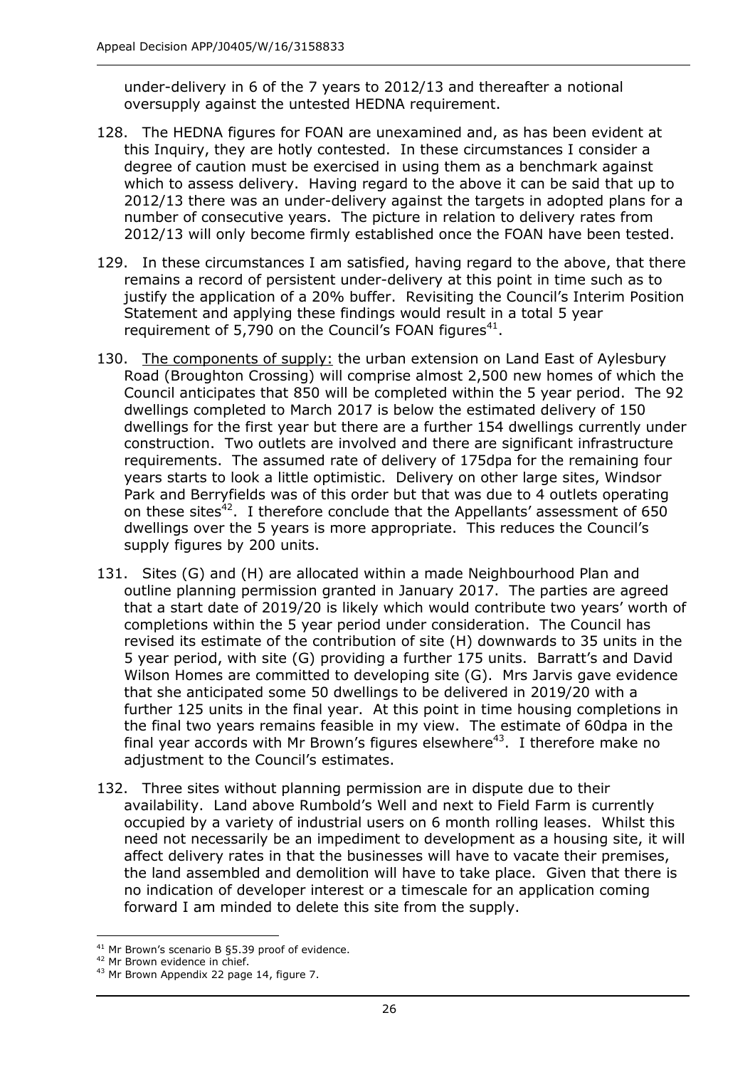under-delivery in 6 of the 7 years to 2012/13 and thereafter a notional oversupply against the untested HEDNA requirement.

128. The HEDNA figures for FOAN are unexamined and, as has been evident at this Inquiry, they are hotly contested. In these circumstances I consider a degree of caution must be exercised in using them as a benchmark against which to assess delivery. Having regard to the above it can be said that up to 2012/13 there was an under-delivery against the targets in adopted plans for a number of consecutive years. The picture in relation to delivery rates from 2012/13 will only become firmly established once the FOAN have been tested.

129. In these circumstances I am satisfied, having regard to the above, that there remains a record of persistent under-delivery at this point in time such as to justify the application of a 20% buffer. Revisiting the Council's Interim Position Statement and applying these findings would result in a total 5 year requirement of 5,790 on the Council's FOAN figures[41].

130. <u>The components of supply:</u> the urban extension on Land East of Aylesbury Road (Broughton Crossing) will comprise almost 2,500 new homes of which the Council anticipates that 850 will be completed within the 5 year period. The 92 dwellings completed to March 2017 is below the estimated delivery of 150 dwellings for the first year but there are a further 154 dwellings currently under construction. Two outlets are involved and there are significant infrastructure requirements. The assumed rate of delivery of 175dpa for the remaining four years starts to look a little optimistic. Delivery on other large sites, Windsor Park and Berryfields was of this order but that was due to 4 outlets operating on these sites[42]. I therefore conclude that the Appellants' assessment of 650 dwellings over the 5 years is more appropriate. This reduces the Council's supply figures by 200 units.

131. Sites (G) and (H) are allocated within a made Neighbourhood Plan and outline planning permission granted in January 2017. The parties are agreed that a start date of 2019/20 is likely which would contribute two years' worth of completions within the 5 year period under consideration. The Council has revised its estimate of the contribution of site (H) downwards to 35 units in the 5 year period, with site (G) providing a further 175 units. Barratt's and David Wilson Homes are committed to developing site (G). Mrs Jarvis gave evidence that she anticipated some 50 dwellings to be delivered in 2019/20 with a further 125 units in the final year. At this point in time housing completions in the final two years remains feasible in my view. The estimate of 60dpa in the final year accords with Mr Brown's figures elsewhere[43]. I therefore make no adjustment to the Council's estimates.

132. Three sites without planning permission are in dispute due to their availability. Land above Rumbold's Well and next to Field Farm is currently occupied by a variety of industrial users on 6 month rolling leases. Whilst this need not necessarily be an impediment to development as a housing site, it will affect delivery rates in that the businesses will have to vacate their premises, the land assembled and demolition will have to take place. Given that there is no indication of developer interest or a timescale for an application coming forward I am minded to delete this site from the supply.

---

[41] Mr Brown's scenario B §5.39 proof of evidence.

[42] Mr Brown evidence in chief.

[43] Mr Brown Appendix 22 page 14, figure 7.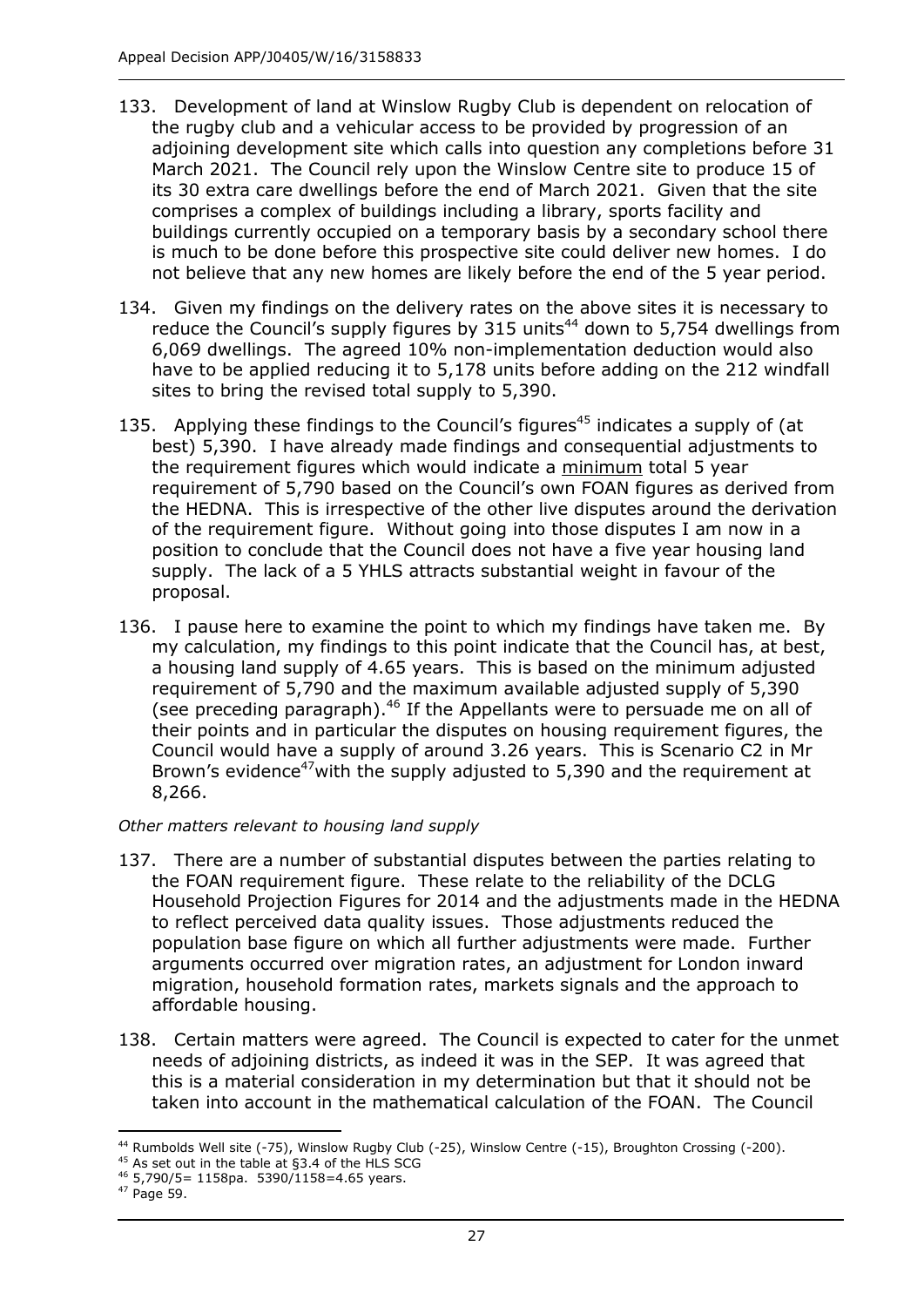133. Development of land at Winslow Rugby Club is dependent on relocation of the rugby club and a vehicular access to be provided by progression of an adjoining development site which calls into question any completions before 31 March 2021. The Council rely upon the Winslow Centre site to produce 15 of its 30 extra care dwellings before the end of March 2021. Given that the site comprises a complex of buildings including a library, sports facility and buildings currently occupied on a temporary basis by a secondary school there is much to be done before this prospective site could deliver new homes. I do not believe that any new homes are likely before the end of the 5 year period.

134. Given my findings on the delivery rates on the above sites it is necessary to reduce the Council's supply figures by 315 units[44] down to 5,754 dwellings from 6,069 dwellings. The agreed 10% non-implementation deduction would also have to be applied reducing it to 5,178 units before adding on the 212 windfall sites to bring the revised total supply to 5,390.

135. Applying these findings to the Council's figures[45] indicates a supply of (at best) 5,390. I have already made findings and consequential adjustments to the requirement figures which would indicate a <u>minimum</u> total 5 year requirement of 5,790 based on the Council's own FOAN figures as derived from the HEDNA. This is irrespective of the other live disputes around the derivation of the requirement figure. Without going into those disputes I am now in a position to conclude that the Council does not have a five year housing land supply. The lack of a 5 YHLS attracts substantial weight in favour of the proposal.

136. I pause here to examine the point to which my findings have taken me. By my calculation, my findings to this point indicate that the Council has, at best, a housing land supply of 4.65 years. This is based on the minimum adjusted requirement of 5,790 and the maximum available adjusted supply of 5,390 (see preceding paragraph).[46] If the Appellants were to persuade me on all of their points and in particular the disputes on housing requirement figures, the Council would have a supply of around 3.26 years. This is Scenario C2 in Mr Brown's evidence[47] with the supply adjusted to 5,390 and the requirement at 8,266.

*Other matters relevant to housing land supply*

137. There are a number of substantial disputes between the parties relating to the FOAN requirement figure. These relate to the reliability of the DCLG Household Projection Figures for 2014 and the adjustments made in the HEDNA to reflect perceived data quality issues. Those adjustments reduced the population base figure on which all further adjustments were made. Further arguments occurred over migration rates, an adjustment for London inward migration, household formation rates, markets signals and the approach to affordable housing.

138. Certain matters were agreed. The Council is expected to cater for the unmet needs of adjoining districts, as indeed it was in the SEP. It was agreed that this is a material consideration in my determination but that it should not be taken into account in the mathematical calculation of the FOAN. The Council

---

[44] Rumbolds Well site (-75), Winslow Rugby Club (-25), Winslow Centre (-15), Broughton Crossing (-200).

[45] As set out in the table at §3.4 of the HLS SCG

[46] 5,790/5= 1158pa. 5390/1158=4.65 years.

[47] Page 59.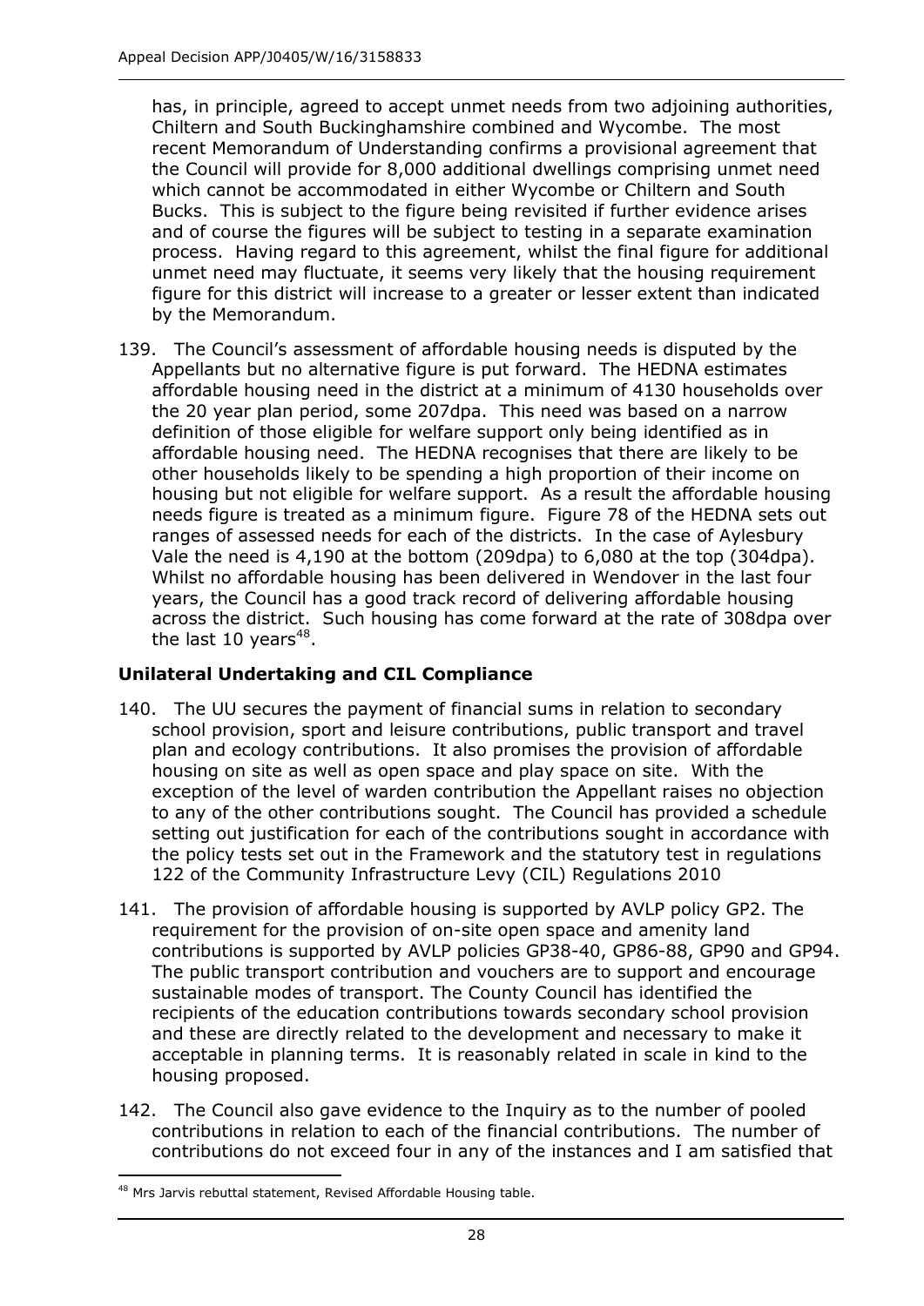has, in principle, agreed to accept unmet needs from two adjoining authorities, Chiltern and South Buckinghamshire combined and Wycombe. The most recent Memorandum of Understanding confirms a provisional agreement that the Council will provide for 8,000 additional dwellings comprising unmet need which cannot be accommodated in either Wycombe or Chiltern and South Bucks. This is subject to the figure being revisited if further evidence arises and of course the figures will be subject to testing in a separate examination process. Having regard to this agreement, whilst the final figure for additional unmet need may fluctuate, it seems very likely that the housing requirement figure for this district will increase to a greater or lesser extent than indicated by the Memorandum.

139. The Council's assessment of affordable housing needs is disputed by the Appellants but no alternative figure is put forward. The HEDNA estimates affordable housing need in the district at a minimum of 4130 households over the 20 year plan period, some 207dpa. This need was based on a narrow definition of those eligible for welfare support only being identified as in affordable housing need. The HEDNA recognises that there are likely to be other households likely to be spending a high proportion of their income on housing but not eligible for welfare support. As a result the affordable housing needs figure is treated as a minimum figure. Figure 78 of the HEDNA sets out ranges of assessed needs for each of the districts. In the case of Aylesbury Vale the need is 4,190 at the bottom (209dpa) to 6,080 at the top (304dpa). Whilst no affordable housing has been delivered in Wendover in the last four years, the Council has a good track record of delivering affordable housing across the district. Such housing has come forward at the rate of 308dpa over the last 10 years[48].

### Unilateral Undertaking and CIL Compliance

140. The UU secures the payment of financial sums in relation to secondary school provision, sport and leisure contributions, public transport and travel plan and ecology contributions. It also promises the provision of affordable housing on site as well as open space and play space on site. With the exception of the level of warden contribution the Appellant raises no objection to any of the other contributions sought. The Council has provided a schedule setting out justification for each of the contributions sought in accordance with the policy tests set out in the Framework and the statutory test in regulations 122 of the Community Infrastructure Levy (CIL) Regulations 2010

141. The provision of affordable housing is supported by AVLP policy GP2. The requirement for the provision of on-site open space and amenity land contributions is supported by AVLP policies GP38-40, GP86-88, GP90 and GP94. The public transport contribution and vouchers are to support and encourage sustainable modes of transport. The County Council has identified the recipients of the education contributions towards secondary school provision and these are directly related to the development and necessary to make it acceptable in planning terms. It is reasonably related in scale in kind to the housing proposed.

142. The Council also gave evidence to the Inquiry as to the number of pooled contributions in relation to each of the financial contributions. The number of contributions do not exceed four in any of the instances and I am satisfied that

---

[48] Mrs Jarvis rebuttal statement, Revised Affordable Housing table.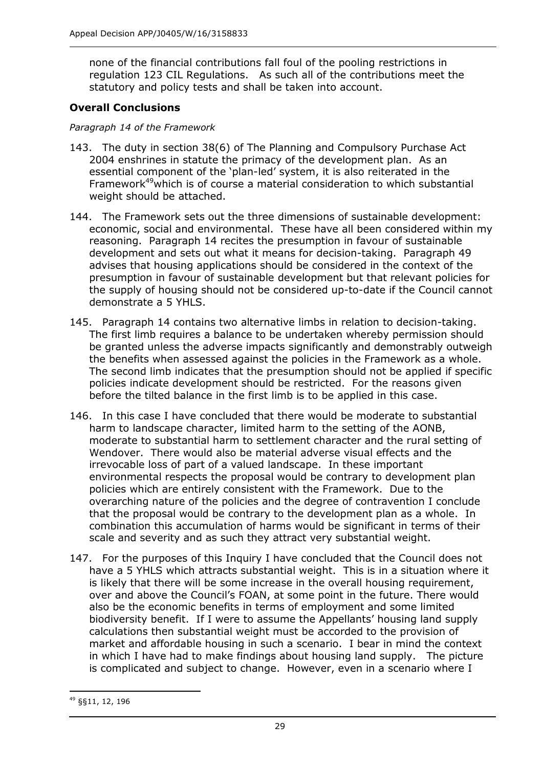none of the financial contributions fall foul of the pooling restrictions in regulation 123 CIL Regulations. As such all of the contributions meet the statutory and policy tests and shall be taken into account.

## Overall Conclusions

*Paragraph 14 of the Framework*

143. The duty in section 38(6) of The Planning and Compulsory Purchase Act 2004 enshrines in statute the primacy of the development plan. As an essential component of the 'plan-led' system, it is also reiterated in the Framework[49]which is of course a material consideration to which substantial weight should be attached.

144. The Framework sets out the three dimensions of sustainable development: economic, social and environmental. These have all been considered within my reasoning. Paragraph 14 recites the presumption in favour of sustainable development and sets out what it means for decision-taking. Paragraph 49 advises that housing applications should be considered in the context of the presumption in favour of sustainable development but that relevant policies for the supply of housing should not be considered up-to-date if the Council cannot demonstrate a 5 YHLS.

145. Paragraph 14 contains two alternative limbs in relation to decision-taking. The first limb requires a balance to be undertaken whereby permission should be granted unless the adverse impacts significantly and demonstrably outweigh the benefits when assessed against the policies in the Framework as a whole. The second limb indicates that the presumption should not be applied if specific policies indicate development should be restricted. For the reasons given before the tilted balance in the first limb is to be applied in this case.

146. In this case I have concluded that there would be moderate to substantial harm to landscape character, limited harm to the setting of the AONB, moderate to substantial harm to settlement character and the rural setting of Wendover. There would also be material adverse visual effects and the irrevocable loss of part of a valued landscape. In these important environmental respects the proposal would be contrary to development plan policies which are entirely consistent with the Framework. Due to the overarching nature of the policies and the degree of contravention I conclude that the proposal would be contrary to the development plan as a whole. In combination this accumulation of harms would be significant in terms of their scale and severity and as such they attract very substantial weight.

147. For the purposes of this Inquiry I have concluded that the Council does not have a 5 YHLS which attracts substantial weight. This is in a situation where it is likely that there will be some increase in the overall housing requirement, over and above the Council's FOAN, at some point in the future. There would also be the economic benefits in terms of employment and some limited biodiversity benefit. If I were to assume the Appellants' housing land supply calculations then substantial weight must be accorded to the provision of market and affordable housing in such a scenario. I bear in mind the context in which I have had to make findings about housing land supply. The picture is complicated and subject to change. However, even in a scenario where I

[49] §§11, 12, 196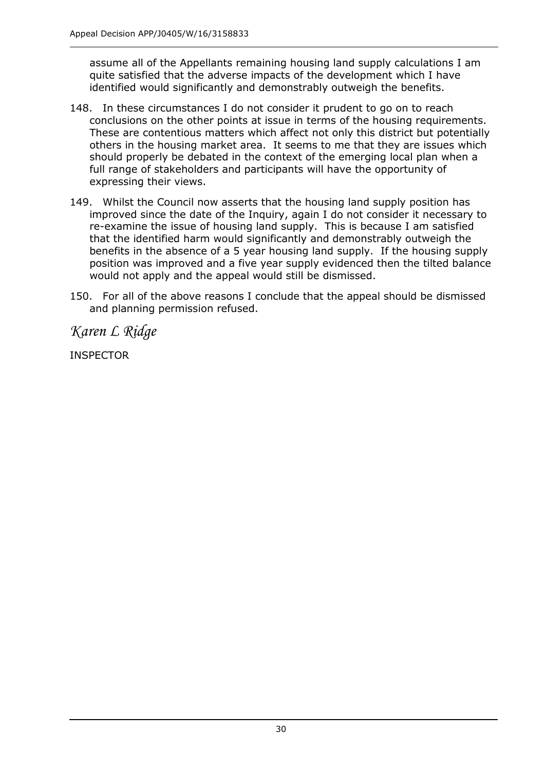assume all of the Appellants remaining housing land supply calculations I am quite satisfied that the adverse impacts of the development which I have identified would significantly and demonstrably outweigh the benefits.

148. In these circumstances I do not consider it prudent to go on to reach conclusions on the other points at issue in terms of the housing requirements. These are contentious matters which affect not only this district but potentially others in the housing market area. It seems to me that they are issues which should properly be debated in the context of the emerging local plan when a full range of stakeholders and participants will have the opportunity of expressing their views.

149. Whilst the Council now asserts that the housing land supply position has improved since the date of the Inquiry, again I do not consider it necessary to re-examine the issue of housing land supply. This is because I am satisfied that the identified harm would significantly and demonstrably outweigh the benefits in the absence of a 5 year housing land supply. If the housing supply position was improved and a five year supply evidenced then the tilted balance would not apply and the appeal would still be dismissed.

150. For all of the above reasons I conclude that the appeal should be dismissed and planning permission refused.

*Karen L Ridge*

INSPECTOR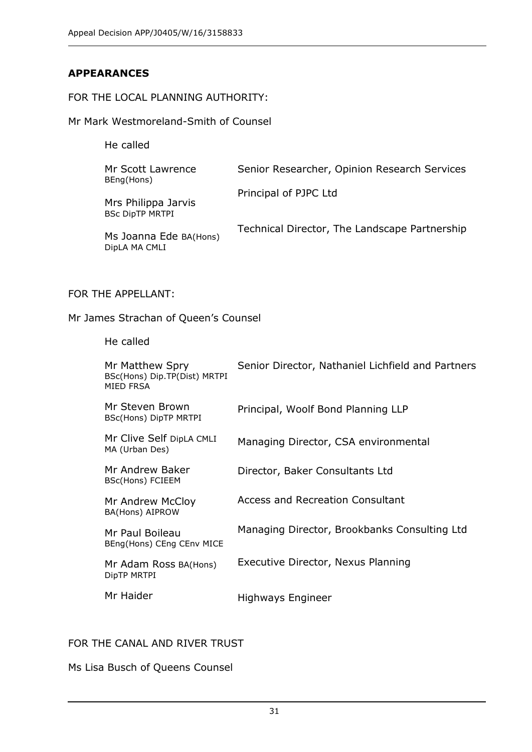## APPEARANCES

FOR THE LOCAL PLANNING AUTHORITY:

Mr Mark Westmoreland-Smith of Counsel

He called

| | |
|---|---|
| Mr Scott Lawrence BEng(Hons) | Senior Researcher, Opinion Research Services |
| Mrs Philippa Jarvis BSc DipTP MRTPI | Principal of PJPC Ltd |
| Ms Joanna Ede BA(Hons) DipLA MA CMLI | Technical Director, The Landscape Partnership |

FOR THE APPELLANT:

Mr James Strachan of Queen's Counsel

He called

| | |
|---|---|
| Mr Matthew Spry BSc(Hons) Dip.TP(Dist) MRTPI MIED FRSA | Senior Director, Nathaniel Lichfield and Partners |
| Mr Steven Brown BSc(Hons) DipTP MRTPI | Principal, Woolf Bond Planning LLP |
| Mr Clive Self DipLA CMLI MA (Urban Des) | Managing Director, CSA environmental |
| Mr Andrew Baker BSc(Hons) FCIEEM | Director, Baker Consultants Ltd |
| Mr Andrew McCloy BA(Hons) AIPROW | Access and Recreation Consultant |
| Mr Paul Boileau BEng(Hons) CEng CEnv MICE | Managing Director, Brookbanks Consulting Ltd |
| Mr Adam Ross BA(Hons) DipTP MRTPI | Executive Director, Nexus Planning |
| Mr Haider | Highways Engineer |

FOR THE CANAL AND RIVER TRUST

Ms Lisa Busch of Queens Counsel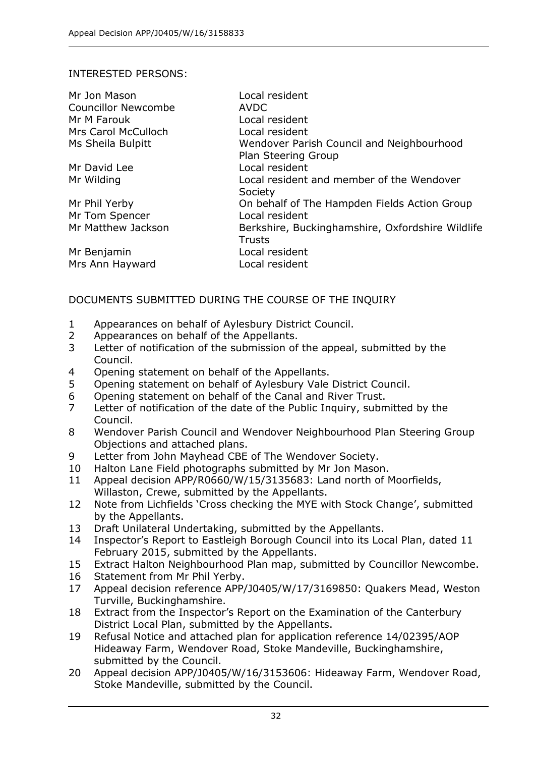INTERESTED PERSONS:

| | |
|---|---|
| Mr Jon Mason | Local resident |
| Councillor Newcombe | AVDC |
| Mr M Farouk | Local resident |
| Mrs Carol McCulloch | Local resident |
| Ms Sheila Bulpitt | Wendover Parish Council and Neighbourhood Plan Steering Group |
| Mr David Lee | Local resident |
| Mr Wilding | Local resident and member of the Wendover Society |
| Mr Phil Yerby | On behalf of The Hampden Fields Action Group |
| Mr Tom Spencer | Local resident |
| Mr Matthew Jackson | Berkshire, Buckinghamshire, Oxfordshire Wildlife Trusts |
| Mr Benjamin | Local resident |
| Mrs Ann Hayward | Local resident |

DOCUMENTS SUBMITTED DURING THE COURSE OF THE INQUIRY

1. Appearances on behalf of Aylesbury District Council.
2. Appearances on behalf of the Appellants.
3. Letter of notification of the submission of the appeal, submitted by the Council.
4. Opening statement on behalf of the Appellants.
5. Opening statement on behalf of Aylesbury Vale District Council.
6. Opening statement on behalf of the Canal and River Trust.
7. Letter of notification of the date of the Public Inquiry, submitted by the Council.
8. Wendover Parish Council and Wendover Neighbourhood Plan Steering Group Objections and attached plans.
9. Letter from John Mayhead CBE of The Wendover Society.
10. Halton Lane Field photographs submitted by Mr Jon Mason.
11. Appeal decision APP/R0660/W/15/3135683: Land north of Moorfields, Willaston, Crewe, submitted by the Appellants.
12. Note from Lichfields 'Cross checking the MYE with Stock Change', submitted by the Appellants.
13. Draft Unilateral Undertaking, submitted by the Appellants.
14. Inspector's Report to Eastleigh Borough Council into its Local Plan, dated 11 February 2015, submitted by the Appellants.
15. Extract Halton Neighbourhood Plan map, submitted by Councillor Newcombe.
16. Statement from Mr Phil Yerby.
17. Appeal decision reference APP/J0405/W/17/3169850: Quakers Mead, Weston Turville, Buckinghamshire.
18. Extract from the Inspector's Report on the Examination of the Canterbury District Local Plan, submitted by the Appellants.
19. Refusal Notice and attached plan for application reference 14/02395/AOP Hideaway Farm, Wendover Road, Stoke Mandeville, Buckinghamshire, submitted by the Council.
20. Appeal decision APP/J0405/W/16/3153606: Hideaway Farm, Wendover Road, Stoke Mandeville, submitted by the Council.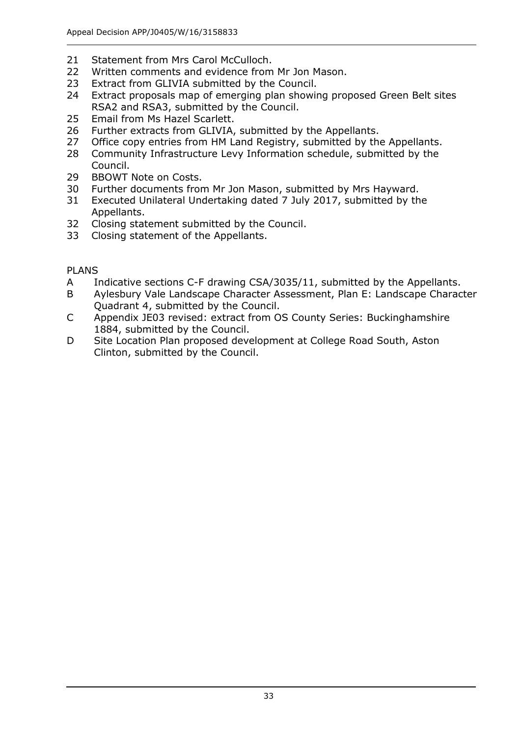21 Statement from Mrs Carol McCulloch.
22 Written comments and evidence from Mr Jon Mason.
23 Extract from GLIVIA submitted by the Council.
24 Extract proposals map of emerging plan showing proposed Green Belt sites RSA2 and RSA3, submitted by the Council.
25 Email from Ms Hazel Scarlett.
26 Further extracts from GLIVIA, submitted by the Appellants.
27 Office copy entries from HM Land Registry, submitted by the Appellants.
28 Community Infrastructure Levy Information schedule, submitted by the Council.
29 BBOWT Note on Costs.
30 Further documents from Mr Jon Mason, submitted by Mrs Hayward.
31 Executed Unilateral Undertaking dated 7 July 2017, submitted by the Appellants.
32 Closing statement submitted by the Council.
33 Closing statement of the Appellants.

PLANS

A Indicative sections C-F drawing CSA/3035/11, submitted by the Appellants.
B Aylesbury Vale Landscape Character Assessment, Plan E: Landscape Character Quadrant 4, submitted by the Council.
C Appendix JE03 revised: extract from OS County Series: Buckinghamshire 1884, submitted by the Council.
D Site Location Plan proposed development at College Road South, Aston Clinton, submitted by the Council.